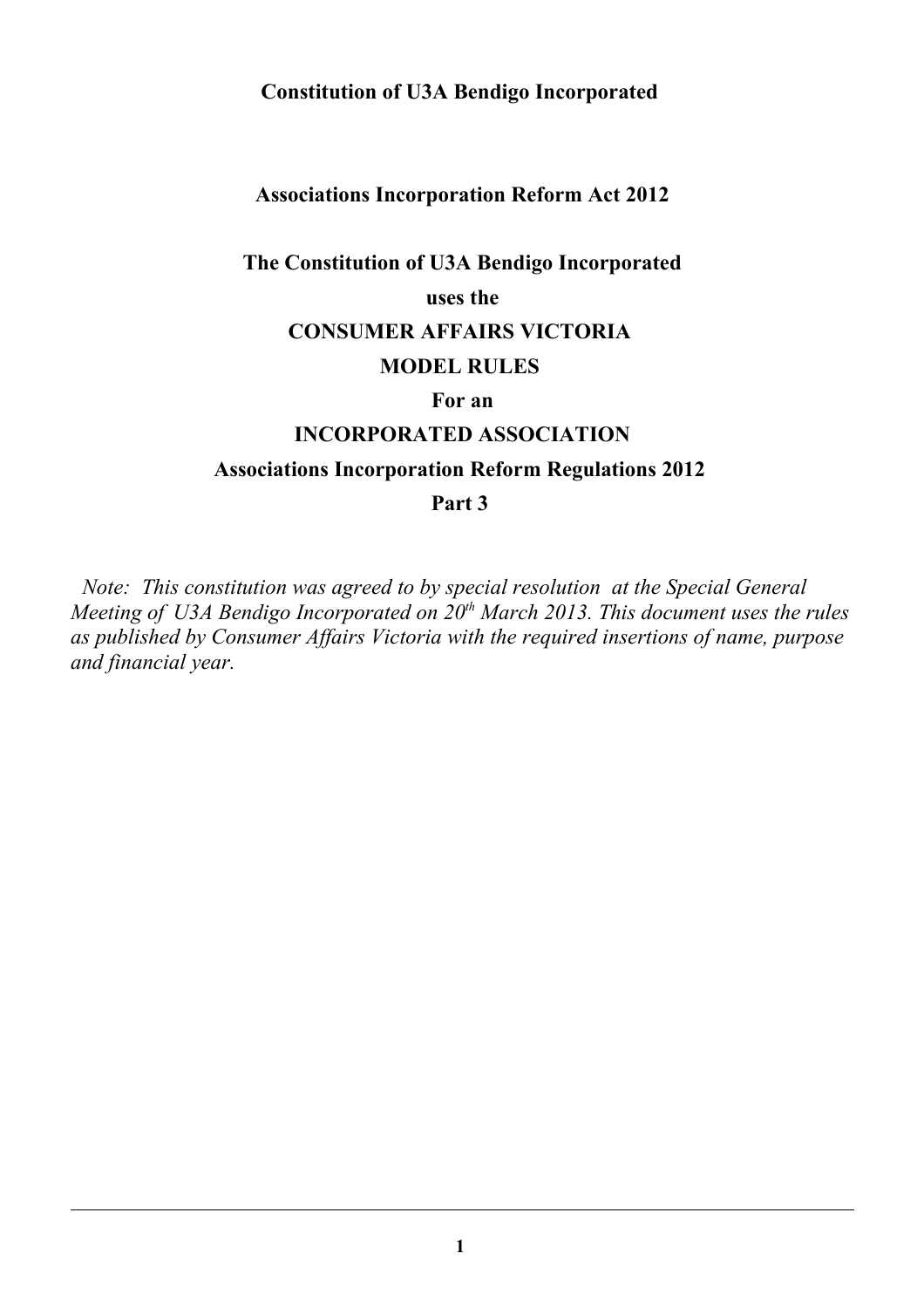**Constitution of U3A Bendigo Incorporated**

**Associations Incorporation Reform Act 2012**

**The Constitution of U3A Bendigo Incorporated**

**uses the**

**CONSUMER AFFAIRS VICTORIA**

**MODEL RULES**

**For an**

**INCORPORATED ASSOCIATION**

**Associations Incorporation Reform Regulations 2012**

**Part 3**

*Note: This constitution was agreed to by special resolution at the Special General Meeting of U3A Bendigo Incorporated on 20th March 2013. This document uses the rules as published by Consumer Affairs Victoria with the required insertions of name, purpose and financial year.*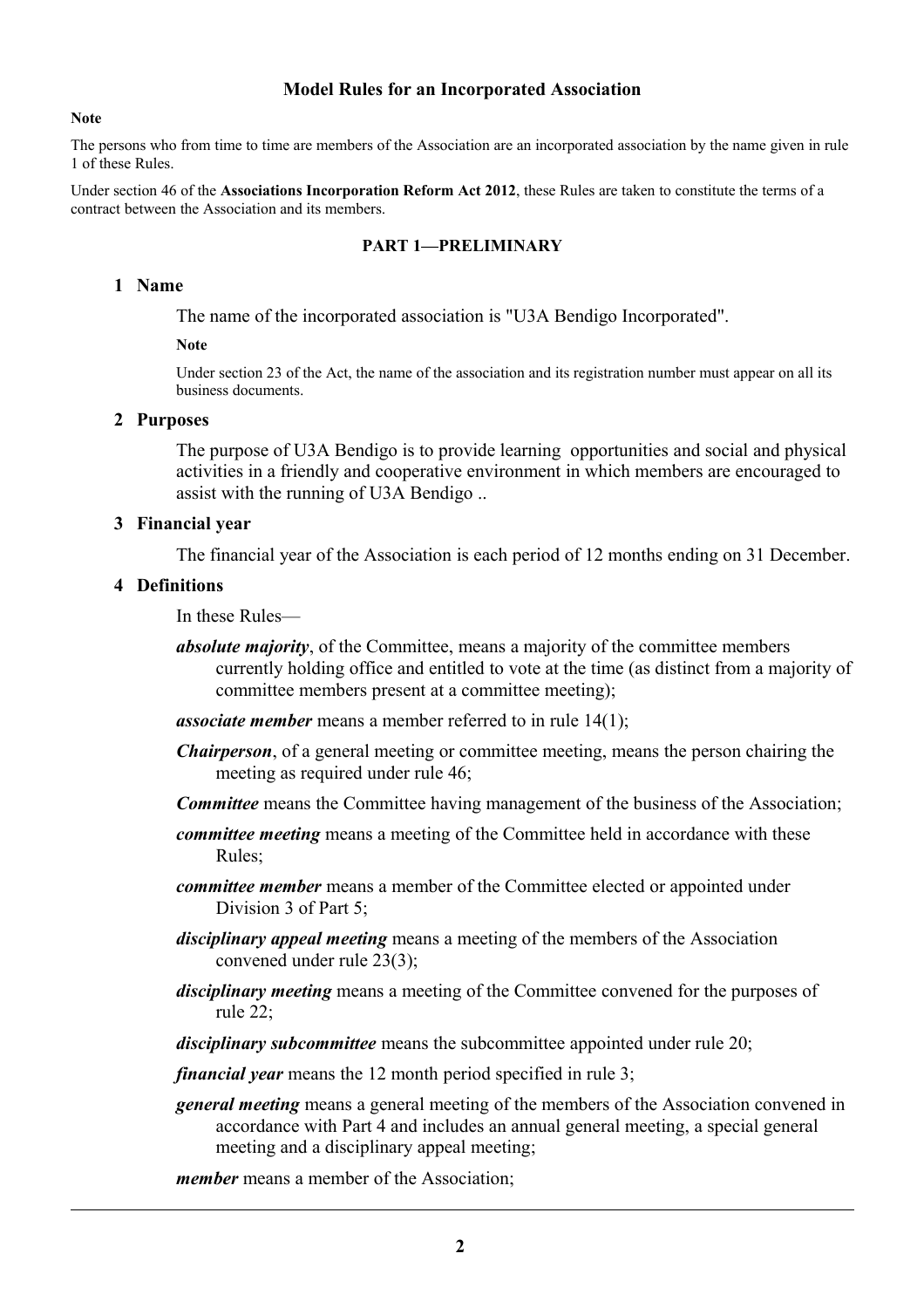**Model Rules for an Incorporated Association**

**Note**

The persons who from time to time are members of the Association are an incorporated association by the name given in rule 1 of these Rules.

Under section 46 of the **Associations Incorporation Reform Act 2012**, these Rules are taken to constitute the terms of a contract between the Association and its members.

## PART 1—PRELIMINARY

### 1 Name

The name of the incorporated association is "U3A Bendigo Incorporated".

**Note**

Under section 23 of the Act, the name of the association and its registration number must appear on all its business documents.

### 2 Purposes

The purpose of U3A Bendigo is to provide learning opportunities and social and physical activities in a friendly and cooperative environment in which members are encouraged to assist with the running of U3A Bendigo ..

### 3 Financial year

The financial year of the Association is each period of 12 months ending on 31 December.

### 4 Definitions

In these Rules—

***absolute majority***, of the Committee, means a majority of the committee members currently holding office and entitled to vote at the time (as distinct from a majority of committee members present at a committee meeting);

***associate member*** means a member referred to in rule 14(1);

***Chairperson***, of a general meeting or committee meeting, means the person chairing the meeting as required under rule 46;

***Committee*** means the Committee having management of the business of the Association;

***committee meeting*** means a meeting of the Committee held in accordance with these Rules;

***committee member*** means a member of the Committee elected or appointed under Division 3 of Part 5;

***disciplinary appeal meeting*** means a meeting of the members of the Association convened under rule 23(3);

***disciplinary meeting*** means a meeting of the Committee convened for the purposes of rule 22;

***disciplinary subcommittee*** means the subcommittee appointed under rule 20;

***financial year*** means the 12 month period specified in rule 3;

***general meeting*** means a general meeting of the members of the Association convened in accordance with Part 4 and includes an annual general meeting, a special general meeting and a disciplinary appeal meeting;

***member*** means a member of the Association;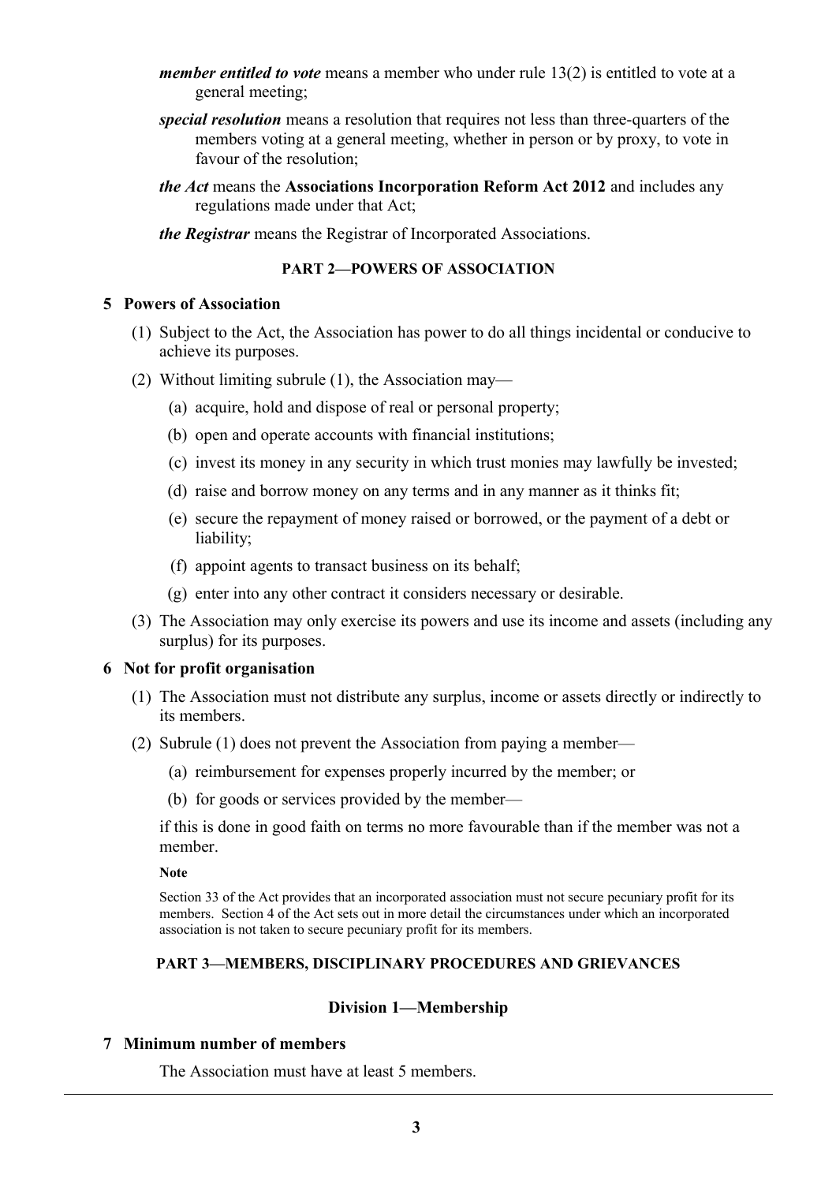***member entitled to vote*** means a member who under rule 13(2) is entitled to vote at a general meeting;

***special resolution*** means a resolution that requires not less than three-quarters of the members voting at a general meeting, whether in person or by proxy, to vote in favour of the resolution;

***the Act*** means the **Associations Incorporation Reform Act 2012** and includes any regulations made under that Act;

***the Registrar*** means the Registrar of Incorporated Associations.

## PART 2—POWERS OF ASSOCIATION

### 5 Powers of Association

(1) Subject to the Act, the Association has power to do all things incidental or conducive to achieve its purposes.

(2) Without limiting subrule (1), the Association may—

(a) acquire, hold and dispose of real or personal property;

(b) open and operate accounts with financial institutions;

(c) invest its money in any security in which trust monies may lawfully be invested;

(d) raise and borrow money on any terms and in any manner as it thinks fit;

(e) secure the repayment of money raised or borrowed, or the payment of a debt or liability;

(f) appoint agents to transact business on its behalf;

(g) enter into any other contract it considers necessary or desirable.

(3) The Association may only exercise its powers and use its income and assets (including any surplus) for its purposes.

### 6 Not for profit organisation

(1) The Association must not distribute any surplus, income or assets directly or indirectly to its members.

(2) Subrule (1) does not prevent the Association from paying a member—

(a) reimbursement for expenses properly incurred by the member; or

(b) for goods or services provided by the member—

if this is done in good faith on terms no more favourable than if the member was not a member.

**Note**

Section 33 of the Act provides that an incorporated association must not secure pecuniary profit for its members. Section 4 of the Act sets out in more detail the circumstances under which an incorporated association is not taken to secure pecuniary profit for its members.

## PART 3—MEMBERS, DISCIPLINARY PROCEDURES AND GRIEVANCES

### Division 1—Membership

### 7 Minimum number of members

The Association must have at least 5 members.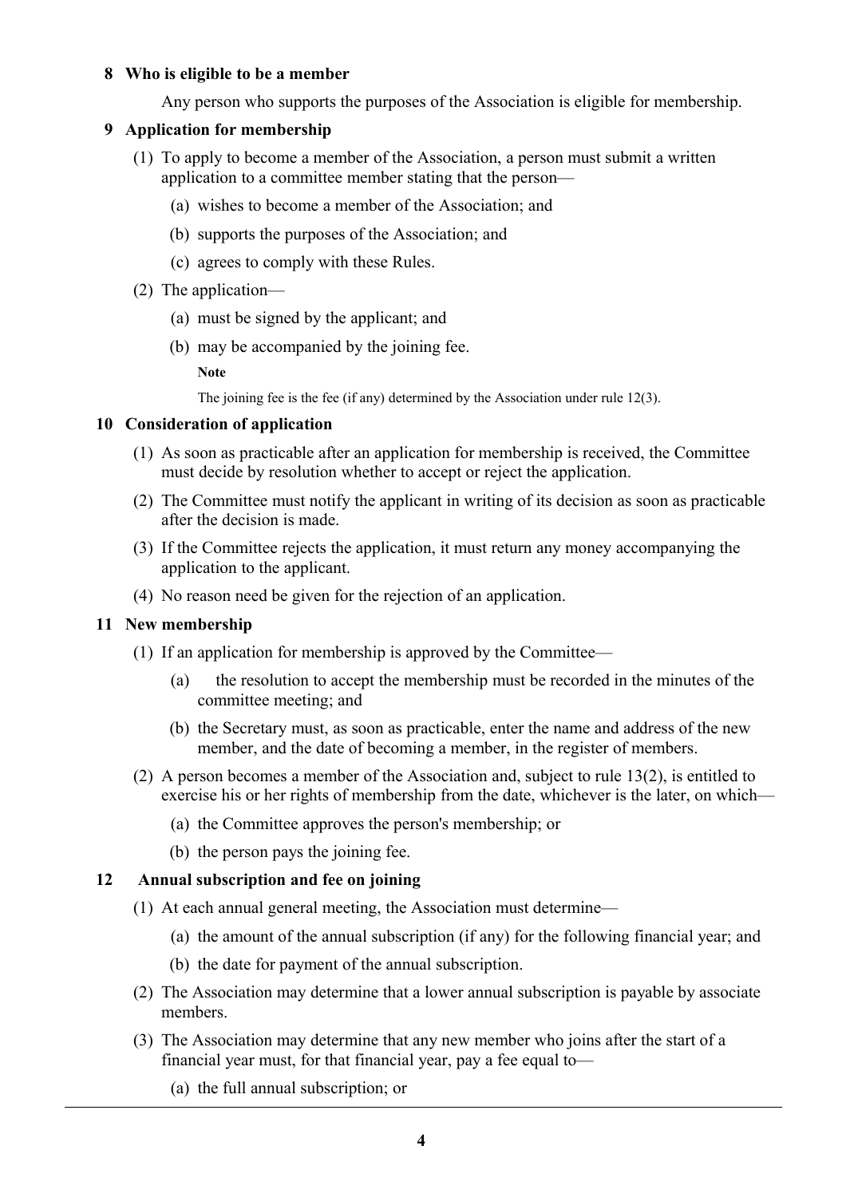## 8 Who is eligible to be a member

Any person who supports the purposes of the Association is eligible for membership.

## 9 Application for membership

(1) To apply to become a member of the Association, a person must submit a written application to a committee member stating that the person—

(a) wishes to become a member of the Association; and

(b) supports the purposes of the Association; and

(c) agrees to comply with these Rules.

(2) The application—

(a) must be signed by the applicant; and

(b) may be accompanied by the joining fee.

**Note**

The joining fee is the fee (if any) determined by the Association under rule 12(3).

## 10 Consideration of application

(1) As soon as practicable after an application for membership is received, the Committee must decide by resolution whether to accept or reject the application.

(2) The Committee must notify the applicant in writing of its decision as soon as practicable after the decision is made.

(3) If the Committee rejects the application, it must return any money accompanying the application to the applicant.

(4) No reason need be given for the rejection of an application.

## 11 New membership

(1) If an application for membership is approved by the Committee—

(a) the resolution to accept the membership must be recorded in the minutes of the committee meeting; and

(b) the Secretary must, as soon as practicable, enter the name and address of the new member, and the date of becoming a member, in the register of members.

(2) A person becomes a member of the Association and, subject to rule 13(2), is entitled to exercise his or her rights of membership from the date, whichever is the later, on which—

(a) the Committee approves the person's membership; or

(b) the person pays the joining fee.

## 12 Annual subscription and fee on joining

(1) At each annual general meeting, the Association must determine—

(a) the amount of the annual subscription (if any) for the following financial year; and

(b) the date for payment of the annual subscription.

(2) The Association may determine that a lower annual subscription is payable by associate members.

(3) The Association may determine that any new member who joins after the start of a financial year must, for that financial year, pay a fee equal to—

(a) the full annual subscription; or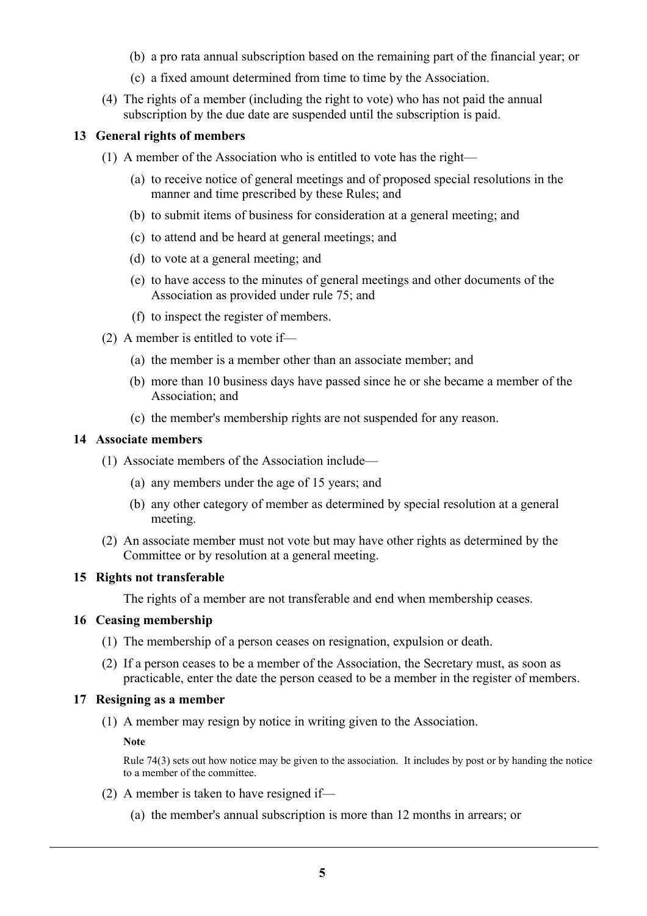(b) a pro rata annual subscription based on the remaining part of the financial year; or

(c) a fixed amount determined from time to time by the Association.

(4) The rights of a member (including the right to vote) who has not paid the annual subscription by the due date are suspended until the subscription is paid.

### 13 General rights of members

(1) A member of the Association who is entitled to vote has the right—

(a) to receive notice of general meetings and of proposed special resolutions in the manner and time prescribed by these Rules; and

(b) to submit items of business for consideration at a general meeting; and

(c) to attend and be heard at general meetings; and

(d) to vote at a general meeting; and

(e) to have access to the minutes of general meetings and other documents of the Association as provided under rule 75; and

(f) to inspect the register of members.

(2) A member is entitled to vote if—

(a) the member is a member other than an associate member; and

(b) more than 10 business days have passed since he or she became a member of the Association; and

(c) the member's membership rights are not suspended for any reason.

### 14 Associate members

(1) Associate members of the Association include—

(a) any members under the age of 15 years; and

(b) any other category of member as determined by special resolution at a general meeting.

(2) An associate member must not vote but may have other rights as determined by the Committee or by resolution at a general meeting.

### 15 Rights not transferable

The rights of a member are not transferable and end when membership ceases.

### 16 Ceasing membership

(1) The membership of a person ceases on resignation, expulsion or death.

(2) If a person ceases to be a member of the Association, the Secretary must, as soon as practicable, enter the date the person ceased to be a member in the register of members.

### 17 Resigning as a member

(1) A member may resign by notice in writing given to the Association.

**Note**

Rule 74(3) sets out how notice may be given to the association. It includes by post or by handing the notice to a member of the committee.

(2) A member is taken to have resigned if—

(a) the member's annual subscription is more than 12 months in arrears; or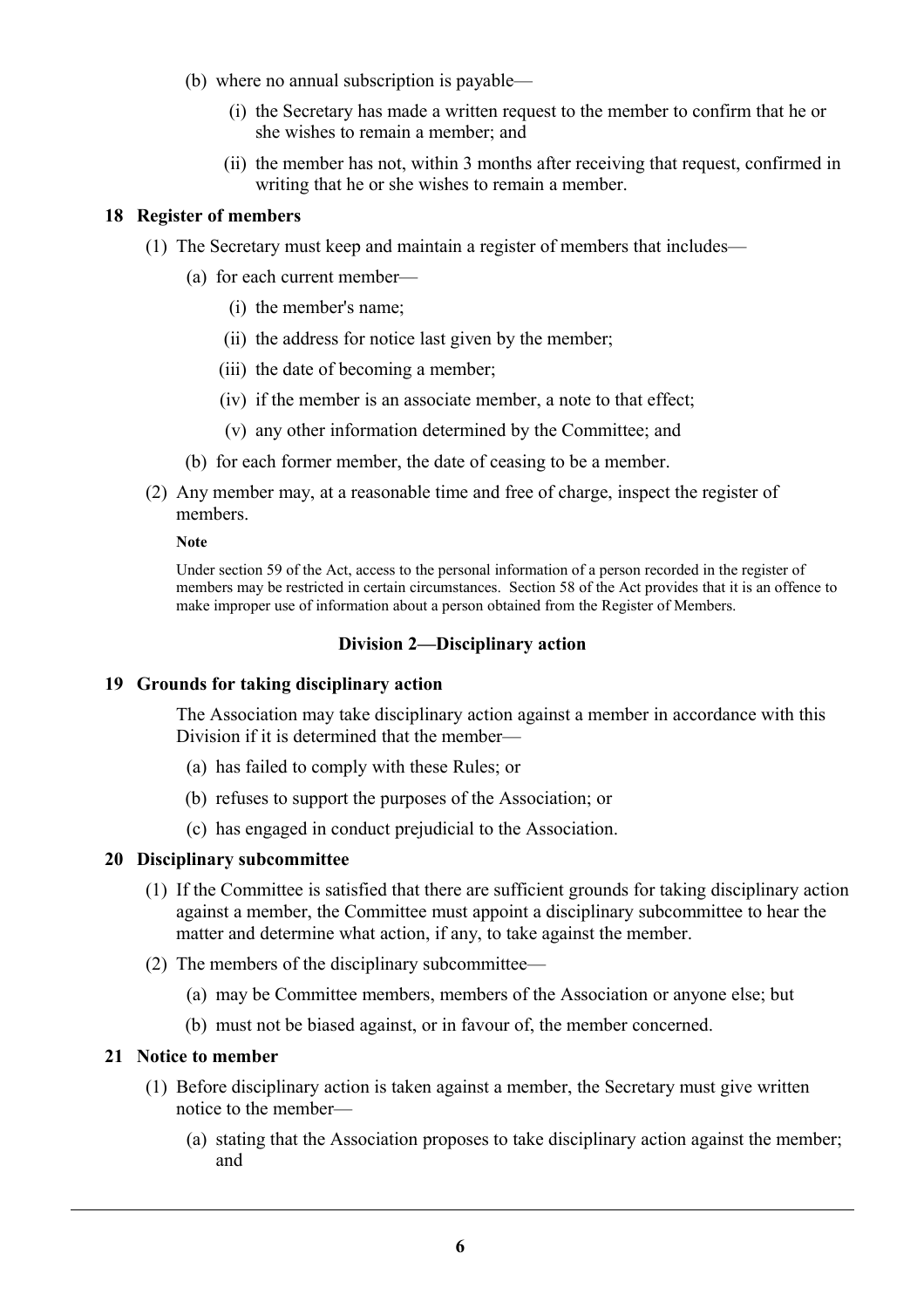(b) where no annual subscription is payable—

(i) the Secretary has made a written request to the member to confirm that he or she wishes to remain a member; and

(ii) the member has not, within 3 months after receiving that request, confirmed in writing that he or she wishes to remain a member.

### 18 Register of members

(1) The Secretary must keep and maintain a register of members that includes—

(a) for each current member—

(i) the member's name;

(ii) the address for notice last given by the member;

(iii) the date of becoming a member;

(iv) if the member is an associate member, a note to that effect;

(v) any other information determined by the Committee; and

(b) for each former member, the date of ceasing to be a member.

(2) Any member may, at a reasonable time and free of charge, inspect the register of members.

**Note**

Under section 59 of the Act, access to the personal information of a person recorded in the register of members may be restricted in certain circumstances. Section 58 of the Act provides that it is an offence to make improper use of information about a person obtained from the Register of Members.

## Division 2—Disciplinary action

### 19 Grounds for taking disciplinary action

The Association may take disciplinary action against a member in accordance with this Division if it is determined that the member—

(a) has failed to comply with these Rules; or

(b) refuses to support the purposes of the Association; or

(c) has engaged in conduct prejudicial to the Association.

### 20 Disciplinary subcommittee

(1) If the Committee is satisfied that there are sufficient grounds for taking disciplinary action against a member, the Committee must appoint a disciplinary subcommittee to hear the matter and determine what action, if any, to take against the member.

(2) The members of the disciplinary subcommittee—

(a) may be Committee members, members of the Association or anyone else; but

(b) must not be biased against, or in favour of, the member concerned.

### 21 Notice to member

(1) Before disciplinary action is taken against a member, the Secretary must give written notice to the member—

(a) stating that the Association proposes to take disciplinary action against the member; and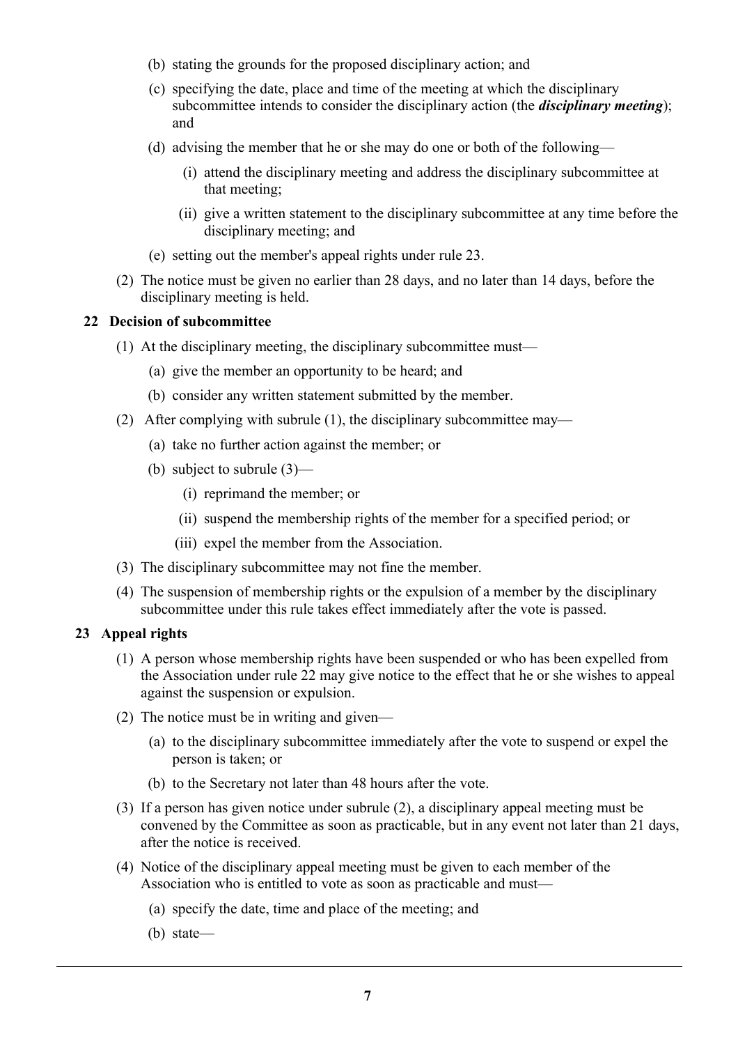(b) stating the grounds for the proposed disciplinary action; and

(c) specifying the date, place and time of the meeting at which the disciplinary subcommittee intends to consider the disciplinary action (the ***disciplinary meeting***); and

(d) advising the member that he or she may do one or both of the following—

(i) attend the disciplinary meeting and address the disciplinary subcommittee at that meeting;

(ii) give a written statement to the disciplinary subcommittee at any time before the disciplinary meeting; and

(e) setting out the member's appeal rights under rule 23.

(2) The notice must be given no earlier than 28 days, and no later than 14 days, before the disciplinary meeting is held.

### 22 Decision of subcommittee

(1) At the disciplinary meeting, the disciplinary subcommittee must—

(a) give the member an opportunity to be heard; and

(b) consider any written statement submitted by the member.

(2) After complying with subrule (1), the disciplinary subcommittee may—

(a) take no further action against the member; or

(b) subject to subrule (3)—

(i) reprimand the member; or

(ii) suspend the membership rights of the member for a specified period; or

(iii) expel the member from the Association.

(3) The disciplinary subcommittee may not fine the member.

(4) The suspension of membership rights or the expulsion of a member by the disciplinary subcommittee under this rule takes effect immediately after the vote is passed.

### 23 Appeal rights

(1) A person whose membership rights have been suspended or who has been expelled from the Association under rule 22 may give notice to the effect that he or she wishes to appeal against the suspension or expulsion.

(2) The notice must be in writing and given—

(a) to the disciplinary subcommittee immediately after the vote to suspend or expel the person is taken; or

(b) to the Secretary not later than 48 hours after the vote.

(3) If a person has given notice under subrule (2), a disciplinary appeal meeting must be convened by the Committee as soon as practicable, but in any event not later than 21 days, after the notice is received.

(4) Notice of the disciplinary appeal meeting must be given to each member of the Association who is entitled to vote as soon as practicable and must—

(a) specify the date, time and place of the meeting; and

(b) state—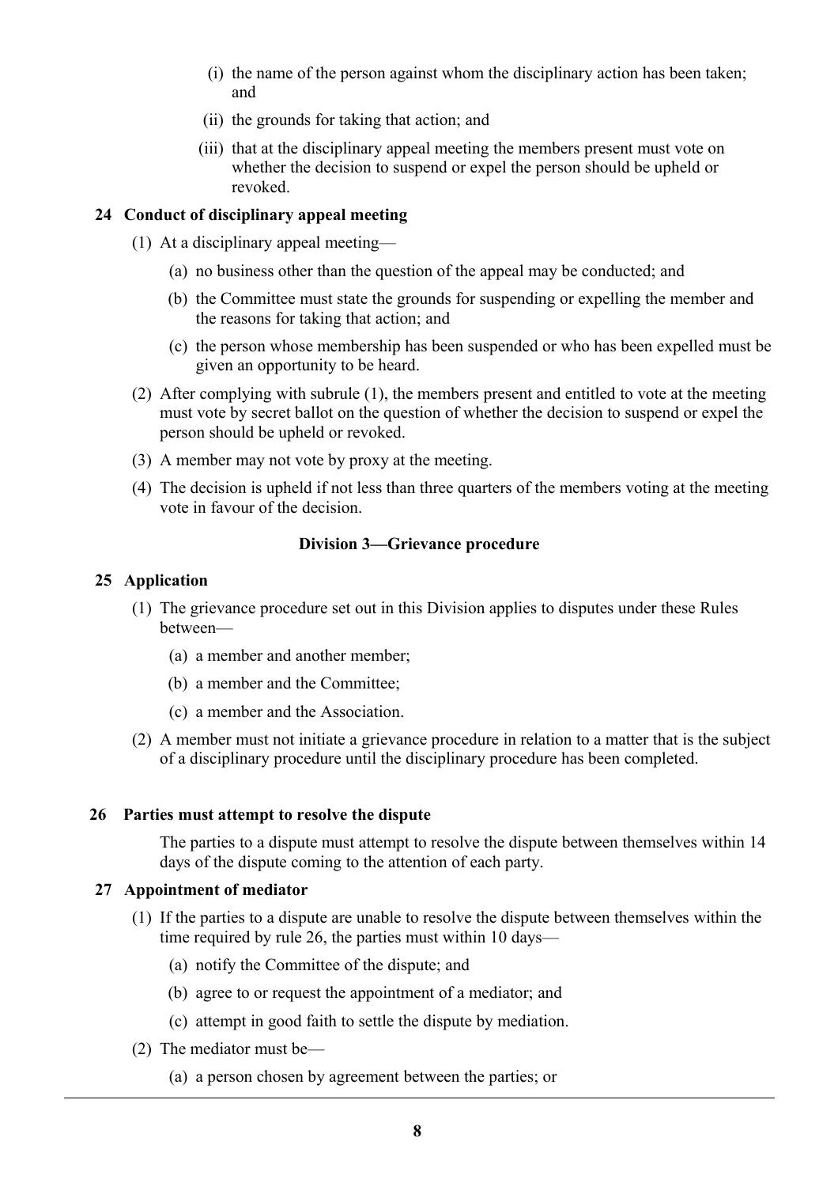(i) the name of the person against whom the disciplinary action has been taken; and

(ii) the grounds for taking that action; and

(iii) that at the disciplinary appeal meeting the members present must vote on whether the decision to suspend or expel the person should be upheld or revoked.

**24 Conduct of disciplinary appeal meeting**

(1) At a disciplinary appeal meeting—

(a) no business other than the question of the appeal may be conducted; and

(b) the Committee must state the grounds for suspending or expelling the member and the reasons for taking that action; and

(c) the person whose membership has been suspended or who has been expelled must be given an opportunity to be heard.

(2) After complying with subrule (1), the members present and entitled to vote at the meeting must vote by secret ballot on the question of whether the decision to suspend or expel the person should be upheld or revoked.

(3) A member may not vote by proxy at the meeting.

(4) The decision is upheld if not less than three quarters of the members voting at the meeting vote in favour of the decision.

**Division 3—Grievance procedure**

**25 Application**

(1) The grievance procedure set out in this Division applies to disputes under these Rules between—

(a) a member and another member;

(b) a member and the Committee;

(c) a member and the Association.

(2) A member must not initiate a grievance procedure in relation to a matter that is the subject of a disciplinary procedure until the disciplinary procedure has been completed.

**26 Parties must attempt to resolve the dispute**

The parties to a dispute must attempt to resolve the dispute between themselves within 14 days of the dispute coming to the attention of each party.

**27 Appointment of mediator**

(1) If the parties to a dispute are unable to resolve the dispute between themselves within the time required by rule 26, the parties must within 10 days—

(a) notify the Committee of the dispute; and

(b) agree to or request the appointment of a mediator; and

(c) attempt in good faith to settle the dispute by mediation.

(2) The mediator must be—

(a) a person chosen by agreement between the parties; or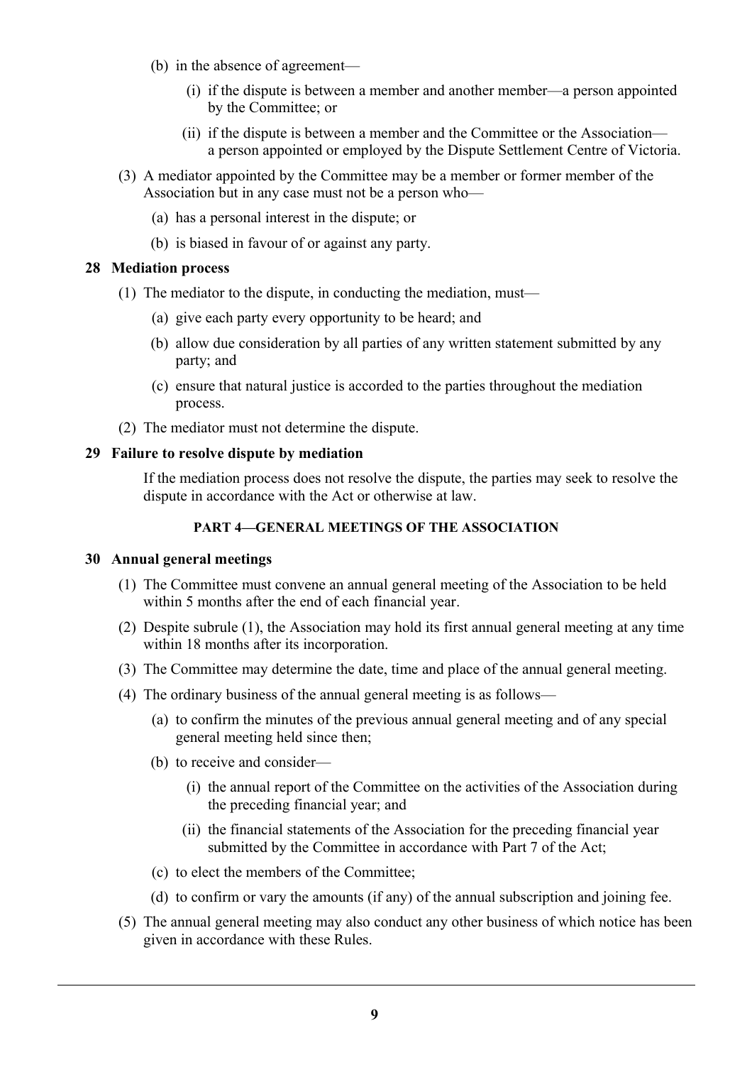(b) in the absence of agreement—

(i) if the dispute is between a member and another member—a person appointed by the Committee; or

(ii) if the dispute is between a member and the Committee or the Association—a person appointed or employed by the Dispute Settlement Centre of Victoria.

(3) A mediator appointed by the Committee may be a member or former member of the Association but in any case must not be a person who—

(a) has a personal interest in the dispute; or

(b) is biased in favour of or against any party.

### 28 Mediation process

(1) The mediator to the dispute, in conducting the mediation, must—

(a) give each party every opportunity to be heard; and

(b) allow due consideration by all parties of any written statement submitted by any party; and

(c) ensure that natural justice is accorded to the parties throughout the mediation process.

(2) The mediator must not determine the dispute.

### 29 Failure to resolve dispute by mediation

If the mediation process does not resolve the dispute, the parties may seek to resolve the dispute in accordance with the Act or otherwise at law.

## PART 4—GENERAL MEETINGS OF THE ASSOCIATION

### 30 Annual general meetings

(1) The Committee must convene an annual general meeting of the Association to be held within 5 months after the end of each financial year.

(2) Despite subrule (1), the Association may hold its first annual general meeting at any time within 18 months after its incorporation.

(3) The Committee may determine the date, time and place of the annual general meeting.

(4) The ordinary business of the annual general meeting is as follows—

(a) to confirm the minutes of the previous annual general meeting and of any special general meeting held since then;

(b) to receive and consider—

(i) the annual report of the Committee on the activities of the Association during the preceding financial year; and

(ii) the financial statements of the Association for the preceding financial year submitted by the Committee in accordance with Part 7 of the Act;

(c) to elect the members of the Committee;

(d) to confirm or vary the amounts (if any) of the annual subscription and joining fee.

(5) The annual general meeting may also conduct any other business of which notice has been given in accordance with these Rules.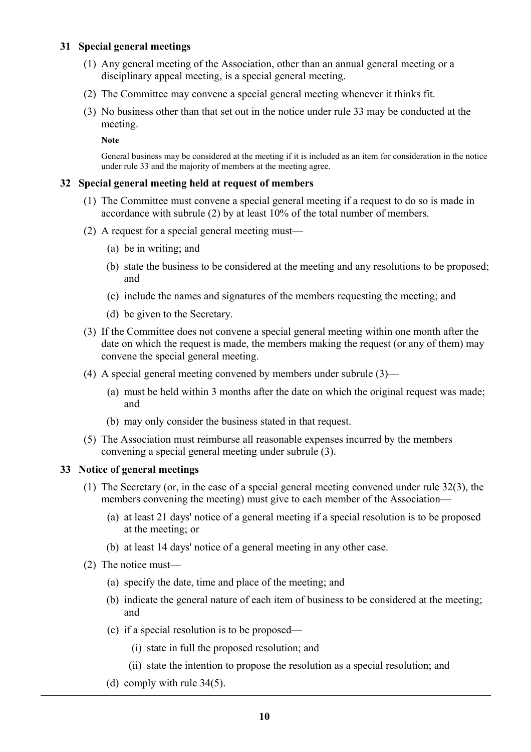### 31 Special general meetings

(1) Any general meeting of the Association, other than an annual general meeting or a disciplinary appeal meeting, is a special general meeting.

(2) The Committee may convene a special general meeting whenever it thinks fit.

(3) No business other than that set out in the notice under rule 33 may be conducted at the meeting.

**Note**

General business may be considered at the meeting if it is included as an item for consideration in the notice under rule 33 and the majority of members at the meeting agree.

### 32 Special general meeting held at request of members

(1) The Committee must convene a special general meeting if a request to do so is made in accordance with subrule (2) by at least 10% of the total number of members.

(2) A request for a special general meeting must—

- (a) be in writing; and
- (b) state the business to be considered at the meeting and any resolutions to be proposed; and
- (c) include the names and signatures of the members requesting the meeting; and
- (d) be given to the Secretary.

(3) If the Committee does not convene a special general meeting within one month after the date on which the request is made, the members making the request (or any of them) may convene the special general meeting.

(4) A special general meeting convened by members under subrule (3)—

- (a) must be held within 3 months after the date on which the original request was made; and
- (b) may only consider the business stated in that request.

(5) The Association must reimburse all reasonable expenses incurred by the members convening a special general meeting under subrule (3).

### 33 Notice of general meetings

(1) The Secretary (or, in the case of a special general meeting convened under rule 32(3), the members convening the meeting) must give to each member of the Association—

- (a) at least 21 days' notice of a general meeting if a special resolution is to be proposed at the meeting; or
- (b) at least 14 days' notice of a general meeting in any other case.

(2) The notice must—

- (a) specify the date, time and place of the meeting; and
- (b) indicate the general nature of each item of business to be considered at the meeting; and
- (c) if a special resolution is to be proposed—
  - (i) state in full the proposed resolution; and
  - (ii) state the intention to propose the resolution as a special resolution; and
- (d) comply with rule 34(5).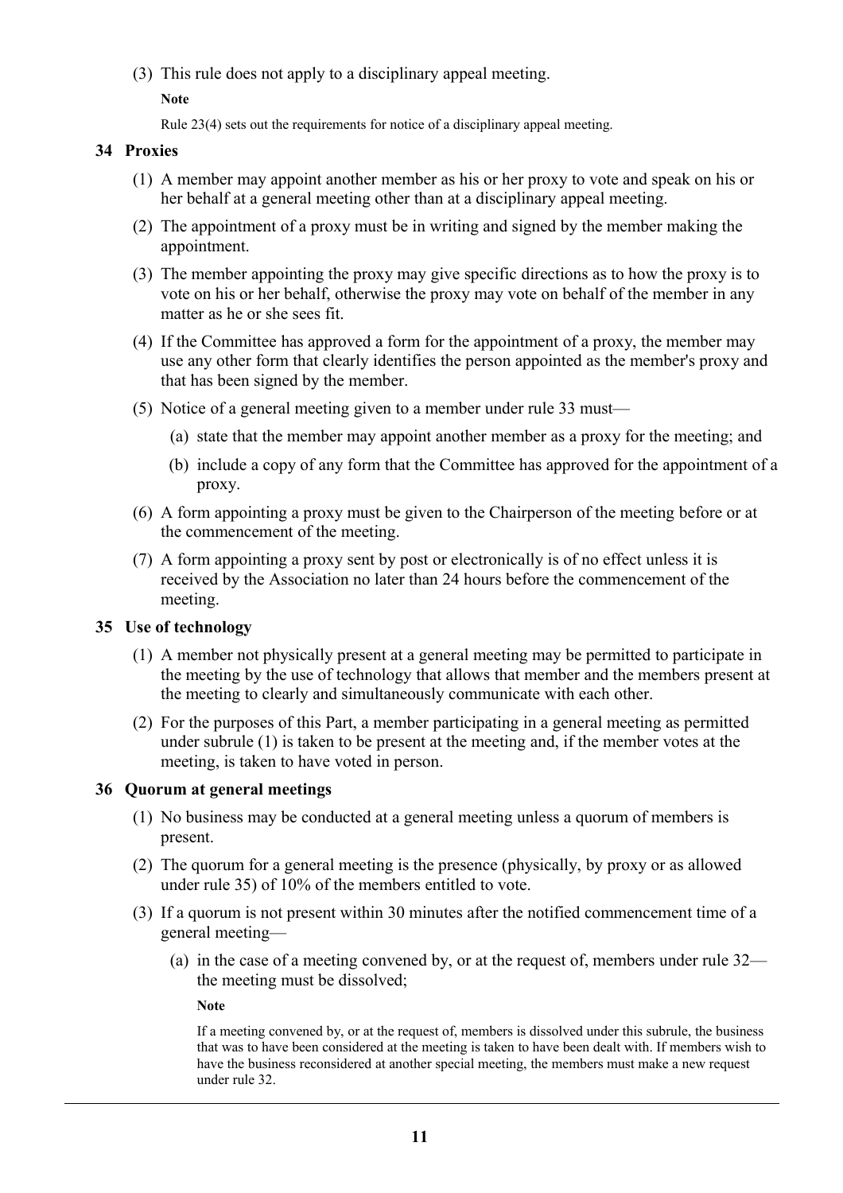(3) This rule does not apply to a disciplinary appeal meeting.

**Note**

Rule 23(4) sets out the requirements for notice of a disciplinary appeal meeting.

### 34 Proxies

(1) A member may appoint another member as his or her proxy to vote and speak on his or her behalf at a general meeting other than at a disciplinary appeal meeting.

(2) The appointment of a proxy must be in writing and signed by the member making the appointment.

(3) The member appointing the proxy may give specific directions as to how the proxy is to vote on his or her behalf, otherwise the proxy may vote on behalf of the member in any matter as he or she sees fit.

(4) If the Committee has approved a form for the appointment of a proxy, the member may use any other form that clearly identifies the person appointed as the member's proxy and that has been signed by the member.

(5) Notice of a general meeting given to a member under rule 33 must—

- (a) state that the member may appoint another member as a proxy for the meeting; and
- (b) include a copy of any form that the Committee has approved for the appointment of a proxy.

(6) A form appointing a proxy must be given to the Chairperson of the meeting before or at the commencement of the meeting.

(7) A form appointing a proxy sent by post or electronically is of no effect unless it is received by the Association no later than 24 hours before the commencement of the meeting.

### 35 Use of technology

(1) A member not physically present at a general meeting may be permitted to participate in the meeting by the use of technology that allows that member and the members present at the meeting to clearly and simultaneously communicate with each other.

(2) For the purposes of this Part, a member participating in a general meeting as permitted under subrule (1) is taken to be present at the meeting and, if the member votes at the meeting, is taken to have voted in person.

### 36 Quorum at general meetings

(1) No business may be conducted at a general meeting unless a quorum of members is present.

(2) The quorum for a general meeting is the presence (physically, by proxy or as allowed under rule 35) of 10% of the members entitled to vote.

(3) If a quorum is not present within 30 minutes after the notified commencement time of a general meeting—

- (a) in the case of a meeting convened by, or at the request of, members under rule 32—the meeting must be dissolved;

  **Note**

  If a meeting convened by, or at the request of, members is dissolved under this subrule, the business that was to have been considered at the meeting is taken to have been dealt with. If members wish to have the business reconsidered at another special meeting, the members must make a new request under rule 32.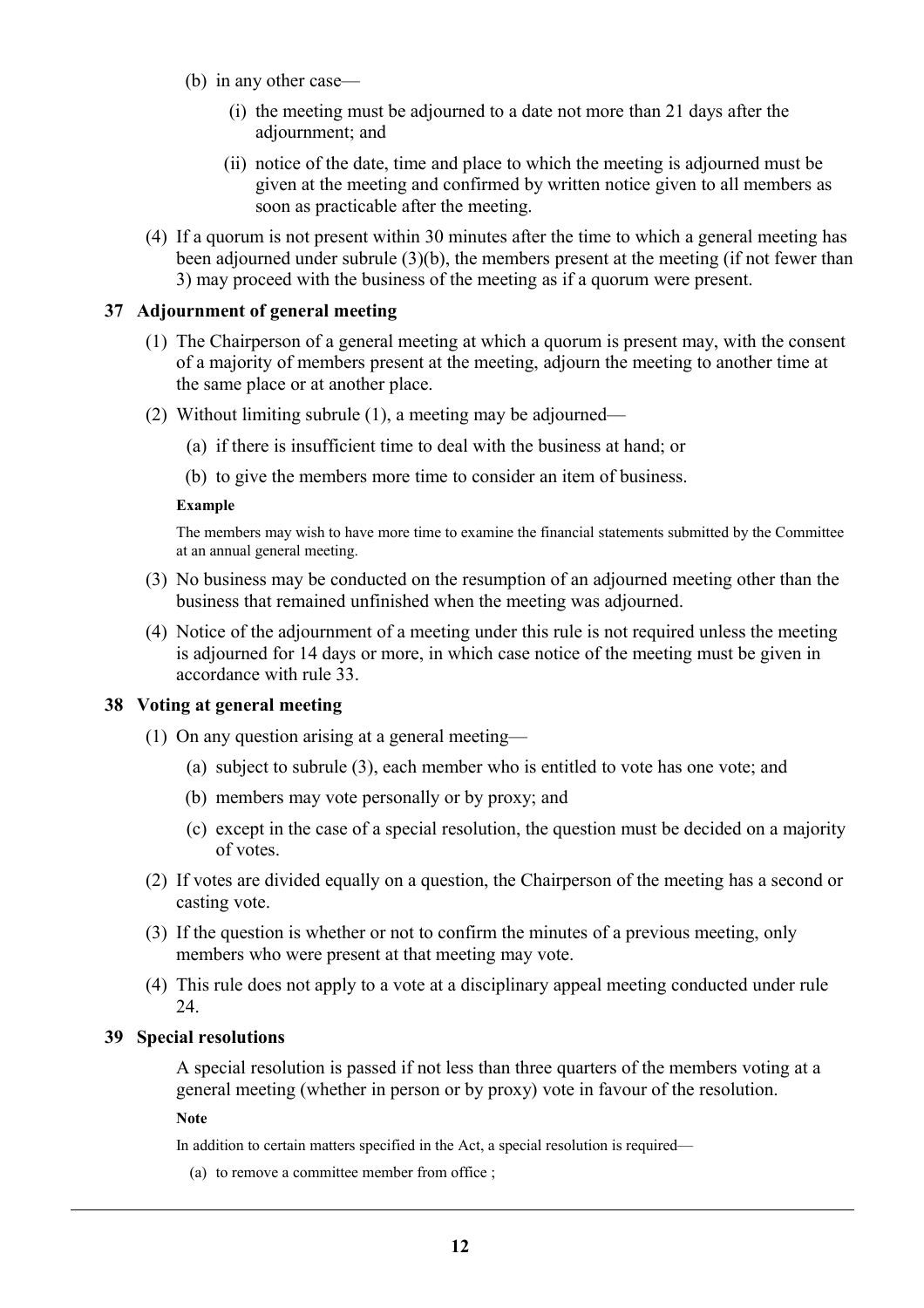- (b) in any other case—
  - (i) the meeting must be adjourned to a date not more than 21 days after the adjournment; and
  - (ii) notice of the date, time and place to which the meeting is adjourned must be given at the meeting and confirmed by written notice given to all members as soon as practicable after the meeting.

(4) If a quorum is not present within 30 minutes after the time to which a general meeting has been adjourned under subrule (3)(b), the members present at the meeting (if not fewer than 3) may proceed with the business of the meeting as if a quorum were present.

### 37 Adjournment of general meeting

(1) The Chairperson of a general meeting at which a quorum is present may, with the consent of a majority of members present at the meeting, adjourn the meeting to another time at the same place or at another place.

(2) Without limiting subrule (1), a meeting may be adjourned—

- (a) if there is insufficient time to deal with the business at hand; or
- (b) to give the members more time to consider an item of business.

**Example**

The members may wish to have more time to examine the financial statements submitted by the Committee at an annual general meeting.

(3) No business may be conducted on the resumption of an adjourned meeting other than the business that remained unfinished when the meeting was adjourned.

(4) Notice of the adjournment of a meeting under this rule is not required unless the meeting is adjourned for 14 days or more, in which case notice of the meeting must be given in accordance with rule 33.

### 38 Voting at general meeting

(1) On any question arising at a general meeting—

- (a) subject to subrule (3), each member who is entitled to vote has one vote; and
- (b) members may vote personally or by proxy; and
- (c) except in the case of a special resolution, the question must be decided on a majority of votes.

(2) If votes are divided equally on a question, the Chairperson of the meeting has a second or casting vote.

(3) If the question is whether or not to confirm the minutes of a previous meeting, only members who were present at that meeting may vote.

(4) This rule does not apply to a vote at a disciplinary appeal meeting conducted under rule 24.

### 39 Special resolutions

A special resolution is passed if not less than three quarters of the members voting at a general meeting (whether in person or by proxy) vote in favour of the resolution.

**Note**

In addition to certain matters specified in the Act, a special resolution is required—

- (a) to remove a committee member from office ;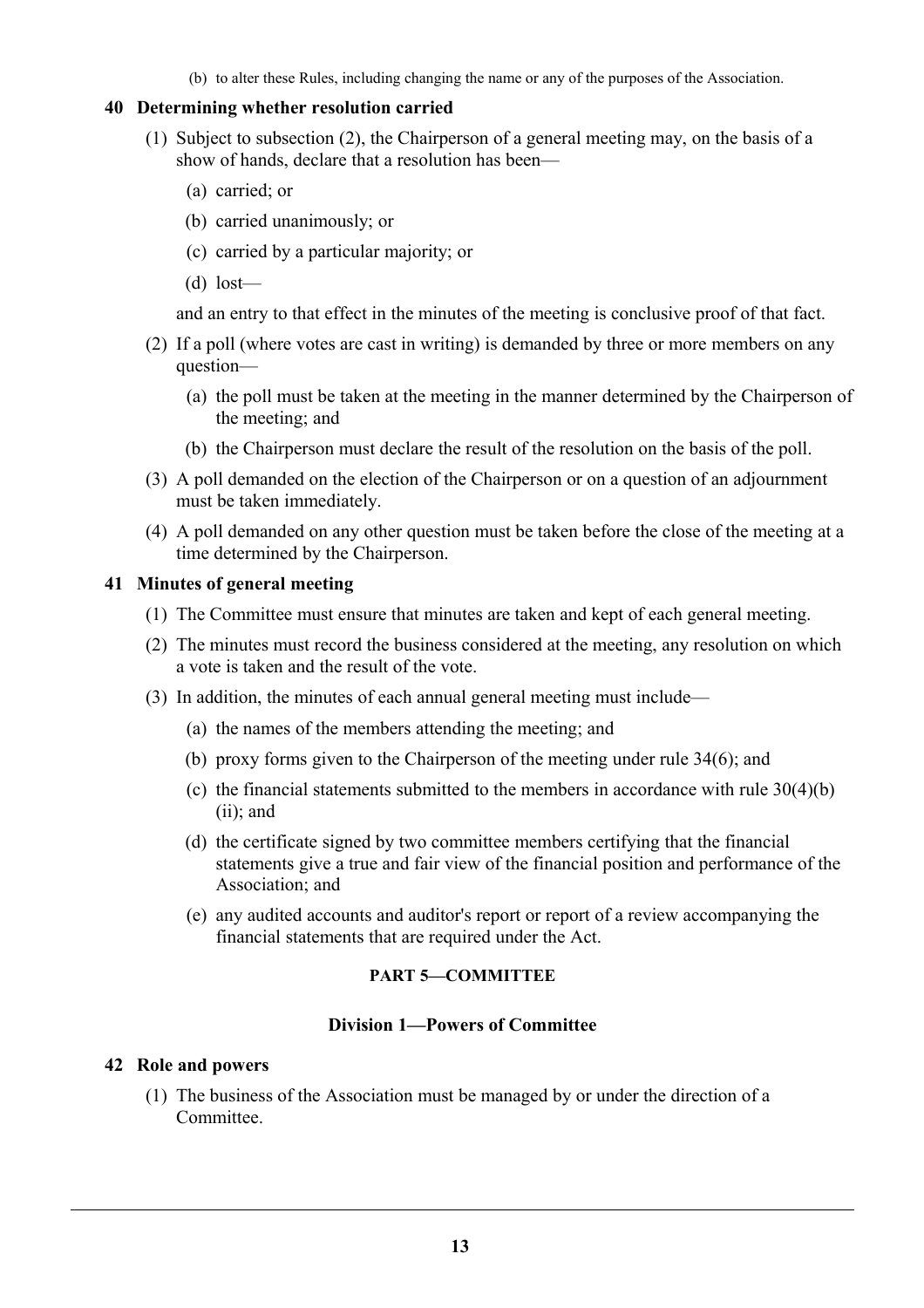(b) to alter these Rules, including changing the name or any of the purposes of the Association.

### 40 Determining whether resolution carried

(1) Subject to subsection (2), the Chairperson of a general meeting may, on the basis of a show of hands, declare that a resolution has been—

(a) carried; or

(b) carried unanimously; or

(c) carried by a particular majority; or

(d) lost—

and an entry to that effect in the minutes of the meeting is conclusive proof of that fact.

(2) If a poll (where votes are cast in writing) is demanded by three or more members on any question—

(a) the poll must be taken at the meeting in the manner determined by the Chairperson of the meeting; and

(b) the Chairperson must declare the result of the resolution on the basis of the poll.

(3) A poll demanded on the election of the Chairperson or on a question of an adjournment must be taken immediately.

(4) A poll demanded on any other question must be taken before the close of the meeting at a time determined by the Chairperson.

### 41 Minutes of general meeting

(1) The Committee must ensure that minutes are taken and kept of each general meeting.

(2) The minutes must record the business considered at the meeting, any resolution on which a vote is taken and the result of the vote.

(3) In addition, the minutes of each annual general meeting must include—

(a) the names of the members attending the meeting; and

(b) proxy forms given to the Chairperson of the meeting under rule 34(6); and

(c) the financial statements submitted to the members in accordance with rule 30(4)(b)(ii); and

(d) the certificate signed by two committee members certifying that the financial statements give a true and fair view of the financial position and performance of the Association; and

(e) any audited accounts and auditor's report or report of a review accompanying the financial statements that are required under the Act.

## PART 5—COMMITTEE

## Division 1—Powers of Committee

### 42 Role and powers

(1) The business of the Association must be managed by or under the direction of a Committee.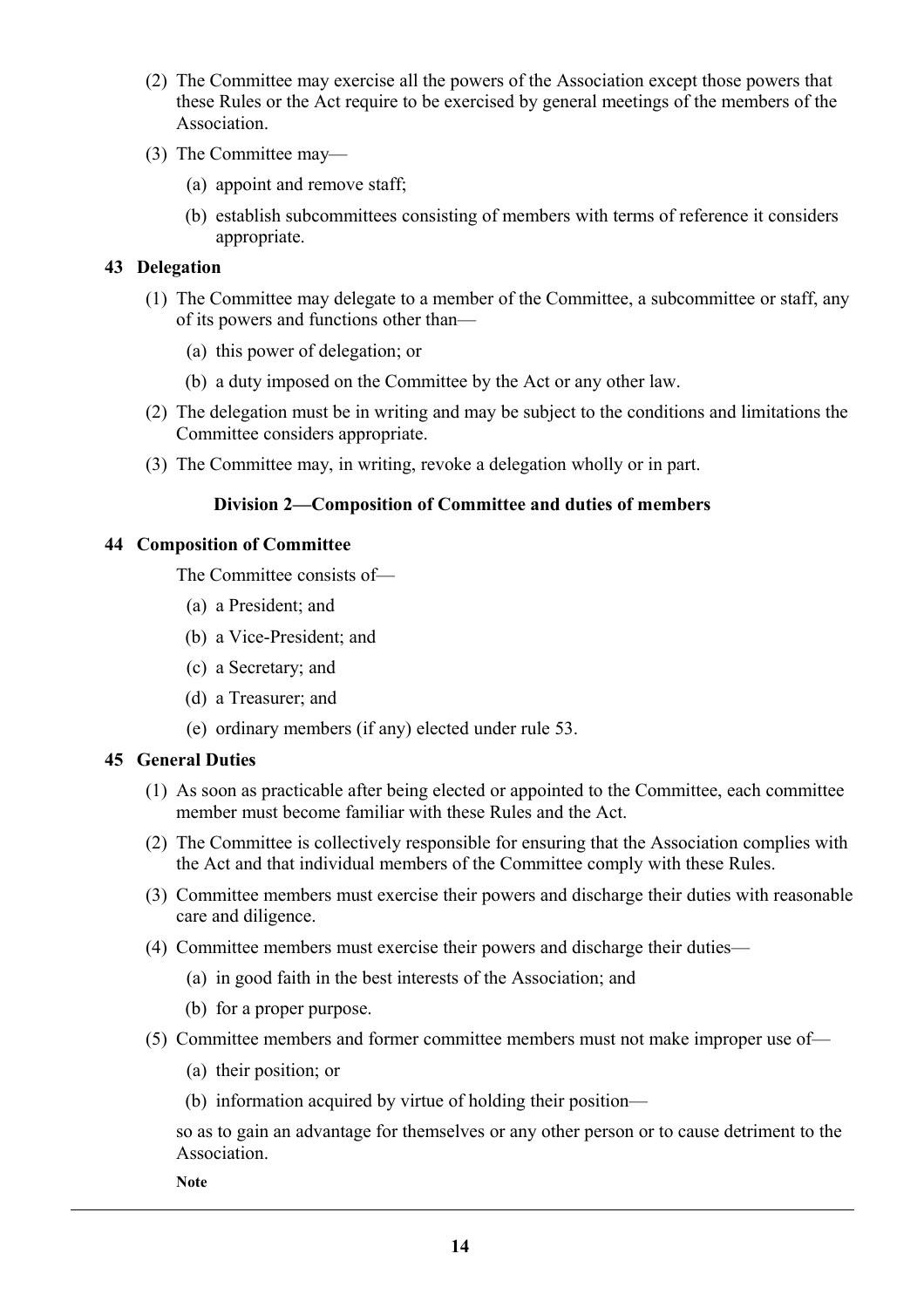(2) The Committee may exercise all the powers of the Association except those powers that these Rules or the Act require to be exercised by general meetings of the members of the Association.

(3) The Committee may—

(a) appoint and remove staff;

(b) establish subcommittees consisting of members with terms of reference it considers appropriate.

**43 Delegation**

(1) The Committee may delegate to a member of the Committee, a subcommittee or staff, any of its powers and functions other than—

(a) this power of delegation; or

(b) a duty imposed on the Committee by the Act or any other law.

(2) The delegation must be in writing and may be subject to the conditions and limitations the Committee considers appropriate.

(3) The Committee may, in writing, revoke a delegation wholly or in part.

### Division 2—Composition of Committee and duties of members

**44 Composition of Committee**

The Committee consists of—

(a) a President; and

(b) a Vice-President; and

(c) a Secretary; and

(d) a Treasurer; and

(e) ordinary members (if any) elected under rule 53.

**45 General Duties**

(1) As soon as practicable after being elected or appointed to the Committee, each committee member must become familiar with these Rules and the Act.

(2) The Committee is collectively responsible for ensuring that the Association complies with the Act and that individual members of the Committee comply with these Rules.

(3) Committee members must exercise their powers and discharge their duties with reasonable care and diligence.

(4) Committee members must exercise their powers and discharge their duties—

(a) in good faith in the best interests of the Association; and

(b) for a proper purpose.

(5) Committee members and former committee members must not make improper use of—

(a) their position; or

(b) information acquired by virtue of holding their position—

so as to gain an advantage for themselves or any other person or to cause detriment to the Association.

**Note**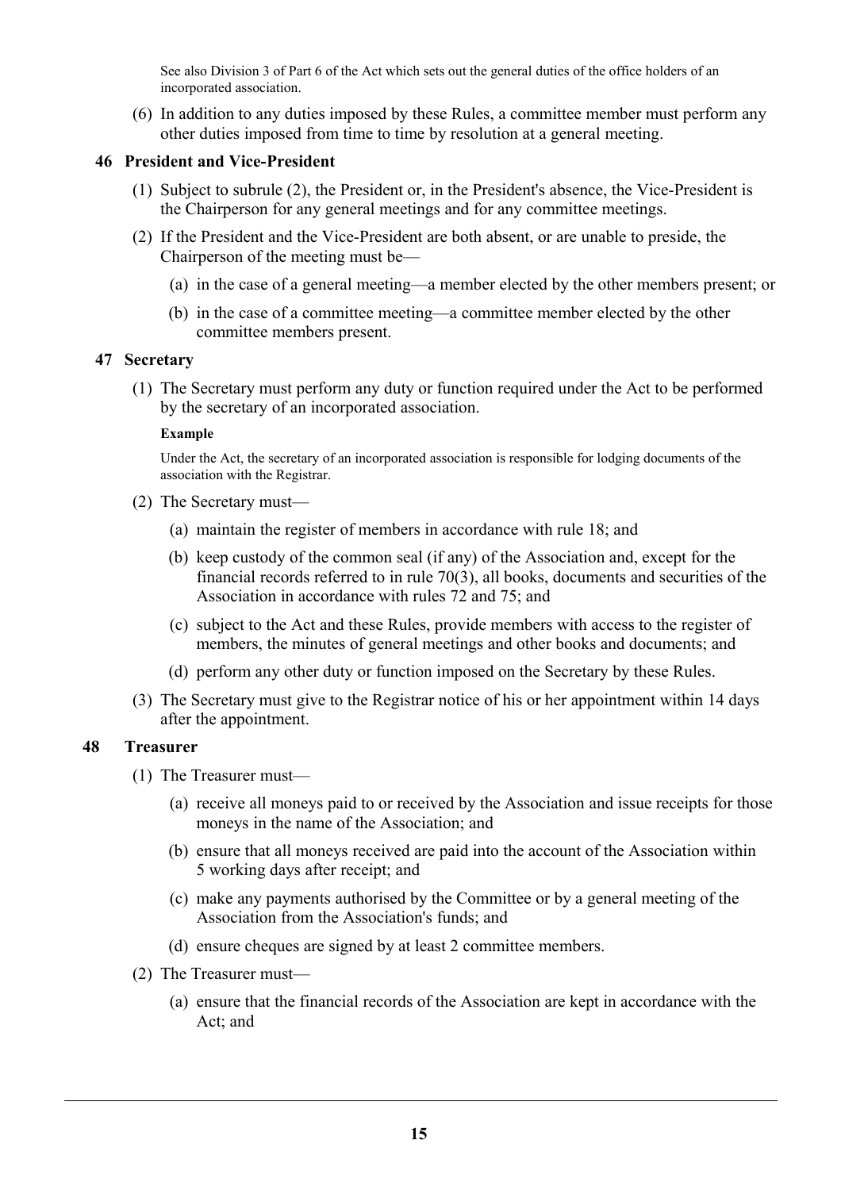See also Division 3 of Part 6 of the Act which sets out the general duties of the office holders of an incorporated association.

(6) In addition to any duties imposed by these Rules, a committee member must perform any other duties imposed from time to time by resolution at a general meeting.

### 46 President and Vice-President

(1) Subject to subrule (2), the President or, in the President's absence, the Vice-President is the Chairperson for any general meetings and for any committee meetings.

(2) If the President and the Vice-President are both absent, or are unable to preside, the Chairperson of the meeting must be—

(a) in the case of a general meeting—a member elected by the other members present; or

(b) in the case of a committee meeting—a committee member elected by the other committee members present.

### 47 Secretary

(1) The Secretary must perform any duty or function required under the Act to be performed by the secretary of an incorporated association.

**Example**

Under the Act, the secretary of an incorporated association is responsible for lodging documents of the association with the Registrar.

(2) The Secretary must—

(a) maintain the register of members in accordance with rule 18; and

(b) keep custody of the common seal (if any) of the Association and, except for the financial records referred to in rule 70(3), all books, documents and securities of the Association in accordance with rules 72 and 75; and

(c) subject to the Act and these Rules, provide members with access to the register of members, the minutes of general meetings and other books and documents; and

(d) perform any other duty or function imposed on the Secretary by these Rules.

(3) The Secretary must give to the Registrar notice of his or her appointment within 14 days after the appointment.

### 48 Treasurer

(1) The Treasurer must—

(a) receive all moneys paid to or received by the Association and issue receipts for those moneys in the name of the Association; and

(b) ensure that all moneys received are paid into the account of the Association within 5 working days after receipt; and

(c) make any payments authorised by the Committee or by a general meeting of the Association from the Association's funds; and

(d) ensure cheques are signed by at least 2 committee members.

(2) The Treasurer must—

(a) ensure that the financial records of the Association are kept in accordance with the Act; and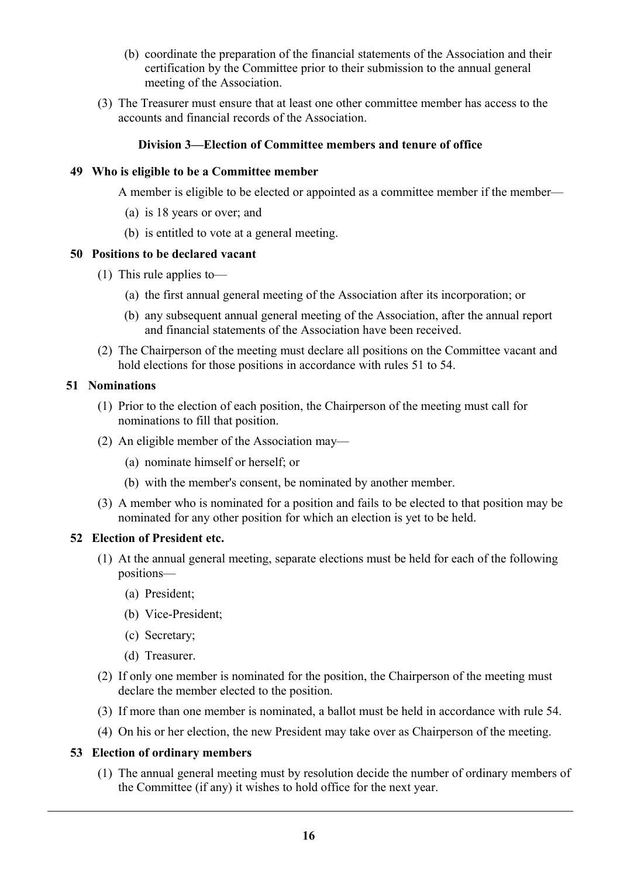(b) coordinate the preparation of the financial statements of the Association and their certification by the Committee prior to their submission to the annual general meeting of the Association.

(3) The Treasurer must ensure that at least one other committee member has access to the accounts and financial records of the Association.

### Division 3—Election of Committee members and tenure of office

**49 Who is eligible to be a Committee member**

A member is eligible to be elected or appointed as a committee member if the member—

(a) is 18 years or over; and

(b) is entitled to vote at a general meeting.

**50 Positions to be declared vacant**

(1) This rule applies to—

(a) the first annual general meeting of the Association after its incorporation; or

(b) any subsequent annual general meeting of the Association, after the annual report and financial statements of the Association have been received.

(2) The Chairperson of the meeting must declare all positions on the Committee vacant and hold elections for those positions in accordance with rules 51 to 54.

**51 Nominations**

(1) Prior to the election of each position, the Chairperson of the meeting must call for nominations to fill that position.

(2) An eligible member of the Association may—

(a) nominate himself or herself; or

(b) with the member's consent, be nominated by another member.

(3) A member who is nominated for a position and fails to be elected to that position may be nominated for any other position for which an election is yet to be held.

**52 Election of President etc.**

(1) At the annual general meeting, separate elections must be held for each of the following positions—

(a) President;

(b) Vice-President;

(c) Secretary;

(d) Treasurer.

(2) If only one member is nominated for the position, the Chairperson of the meeting must declare the member elected to the position.

(3) If more than one member is nominated, a ballot must be held in accordance with rule 54.

(4) On his or her election, the new President may take over as Chairperson of the meeting.

**53 Election of ordinary members**

(1) The annual general meeting must by resolution decide the number of ordinary members of the Committee (if any) it wishes to hold office for the next year.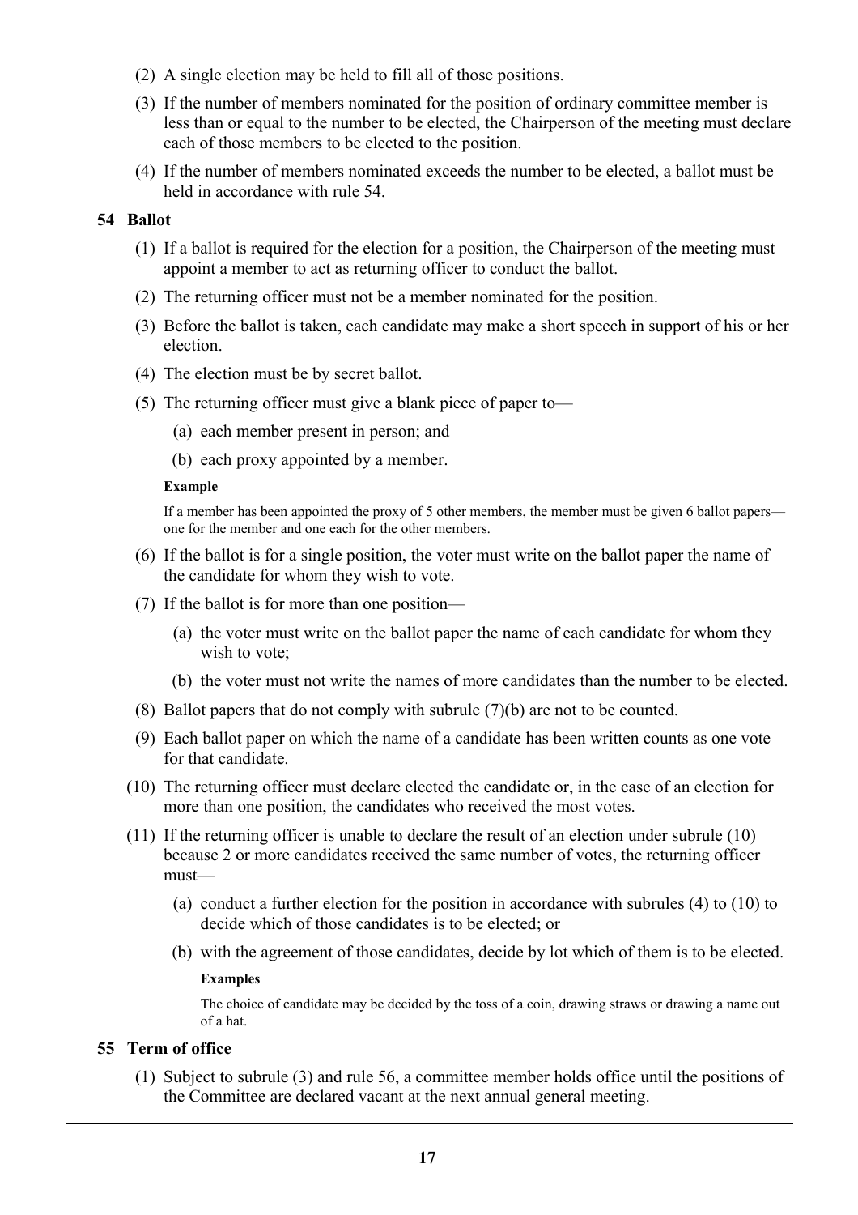(2) A single election may be held to fill all of those positions.

(3) If the number of members nominated for the position of ordinary committee member is less than or equal to the number to be elected, the Chairperson of the meeting must declare each of those members to be elected to the position.

(4) If the number of members nominated exceeds the number to be elected, a ballot must be held in accordance with rule 54.

### 54 Ballot

(1) If a ballot is required for the election for a position, the Chairperson of the meeting must appoint a member to act as returning officer to conduct the ballot.

(2) The returning officer must not be a member nominated for the position.

(3) Before the ballot is taken, each candidate may make a short speech in support of his or her election.

(4) The election must be by secret ballot.

(5) The returning officer must give a blank piece of paper to—

(a) each member present in person; and

(b) each proxy appointed by a member.

**Example**

If a member has been appointed the proxy of 5 other members, the member must be given 6 ballot papers—one for the member and one each for the other members.

(6) If the ballot is for a single position, the voter must write on the ballot paper the name of the candidate for whom they wish to vote.

(7) If the ballot is for more than one position—

(a) the voter must write on the ballot paper the name of each candidate for whom they wish to vote;

(b) the voter must not write the names of more candidates than the number to be elected.

(8) Ballot papers that do not comply with subrule (7)(b) are not to be counted.

(9) Each ballot paper on which the name of a candidate has been written counts as one vote for that candidate.

(10) The returning officer must declare elected the candidate or, in the case of an election for more than one position, the candidates who received the most votes.

(11) If the returning officer is unable to declare the result of an election under subrule (10) because 2 or more candidates received the same number of votes, the returning officer must—

(a) conduct a further election for the position in accordance with subrules (4) to (10) to decide which of those candidates is to be elected; or

(b) with the agreement of those candidates, decide by lot which of them is to be elected.

**Examples**

The choice of candidate may be decided by the toss of a coin, drawing straws or drawing a name out of a hat.

### 55 Term of office

(1) Subject to subrule (3) and rule 56, a committee member holds office until the positions of the Committee are declared vacant at the next annual general meeting.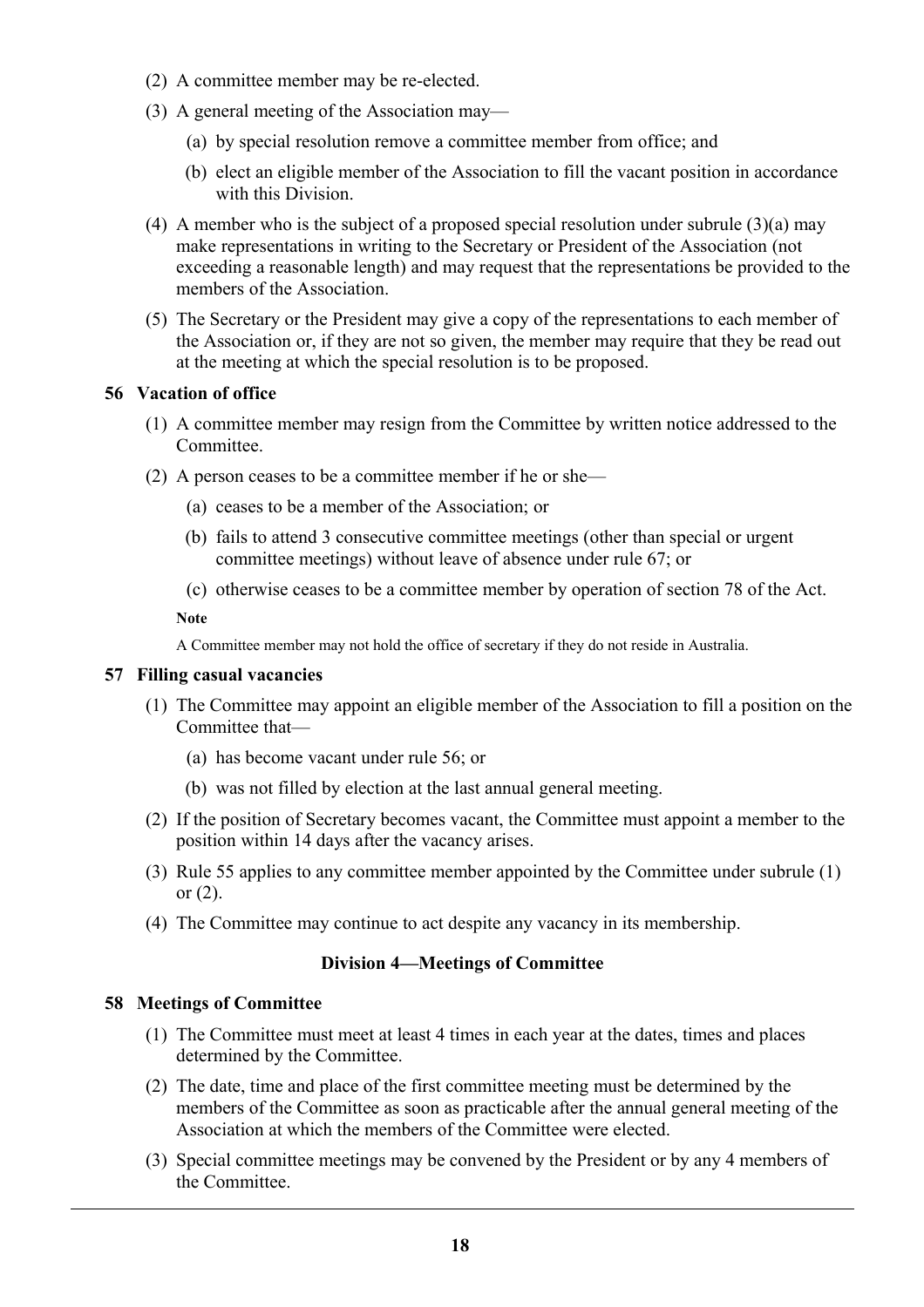(2) A committee member may be re-elected.

(3) A general meeting of the Association may—

(a) by special resolution remove a committee member from office; and

(b) elect an eligible member of the Association to fill the vacant position in accordance with this Division.

(4) A member who is the subject of a proposed special resolution under subrule (3)(a) may make representations in writing to the Secretary or President of the Association (not exceeding a reasonable length) and may request that the representations be provided to the members of the Association.

(5) The Secretary or the President may give a copy of the representations to each member of the Association or, if they are not so given, the member may require that they be read out at the meeting at which the special resolution is to be proposed.

### 56 Vacation of office

(1) A committee member may resign from the Committee by written notice addressed to the Committee.

(2) A person ceases to be a committee member if he or she—

(a) ceases to be a member of the Association; or

(b) fails to attend 3 consecutive committee meetings (other than special or urgent committee meetings) without leave of absence under rule 67; or

(c) otherwise ceases to be a committee member by operation of section 78 of the Act.

**Note**

A Committee member may not hold the office of secretary if they do not reside in Australia.

### 57 Filling casual vacancies

(1) The Committee may appoint an eligible member of the Association to fill a position on the Committee that—

(a) has become vacant under rule 56; or

(b) was not filled by election at the last annual general meeting.

(2) If the position of Secretary becomes vacant, the Committee must appoint a member to the position within 14 days after the vacancy arises.

(3) Rule 55 applies to any committee member appointed by the Committee under subrule (1) or (2).

(4) The Committee may continue to act despite any vacancy in its membership.

## Division 4—Meetings of Committee

### 58 Meetings of Committee

(1) The Committee must meet at least 4 times in each year at the dates, times and places determined by the Committee.

(2) The date, time and place of the first committee meeting must be determined by the members of the Committee as soon as practicable after the annual general meeting of the Association at which the members of the Committee were elected.

(3) Special committee meetings may be convened by the President or by any 4 members of the Committee.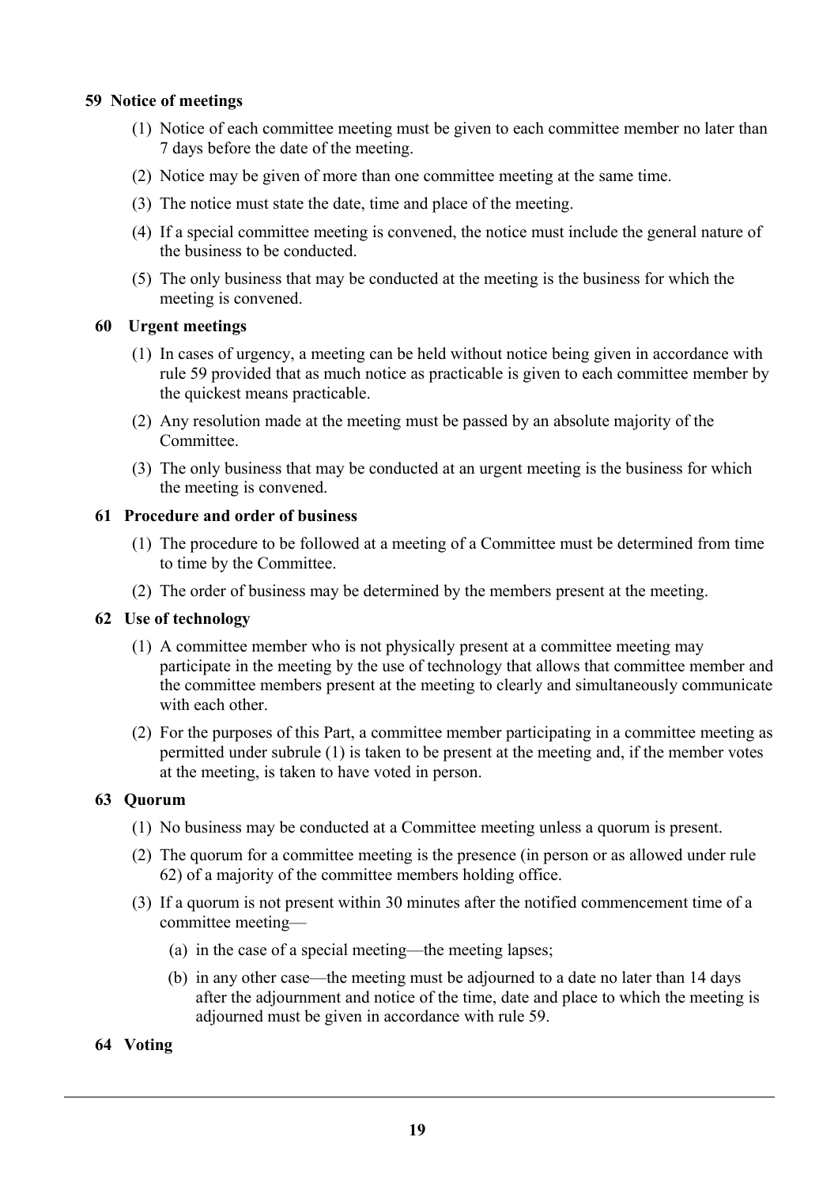### 59 Notice of meetings

(1) Notice of each committee meeting must be given to each committee member no later than 7 days before the date of the meeting.

(2) Notice may be given of more than one committee meeting at the same time.

(3) The notice must state the date, time and place of the meeting.

(4) If a special committee meeting is convened, the notice must include the general nature of the business to be conducted.

(5) The only business that may be conducted at the meeting is the business for which the meeting is convened.

### 60 Urgent meetings

(1) In cases of urgency, a meeting can be held without notice being given in accordance with rule 59 provided that as much notice as practicable is given to each committee member by the quickest means practicable.

(2) Any resolution made at the meeting must be passed by an absolute majority of the Committee.

(3) The only business that may be conducted at an urgent meeting is the business for which the meeting is convened.

### 61 Procedure and order of business

(1) The procedure to be followed at a meeting of a Committee must be determined from time to time by the Committee.

(2) The order of business may be determined by the members present at the meeting.

### 62 Use of technology

(1) A committee member who is not physically present at a committee meeting may participate in the meeting by the use of technology that allows that committee member and the committee members present at the meeting to clearly and simultaneously communicate with each other.

(2) For the purposes of this Part, a committee member participating in a committee meeting as permitted under subrule (1) is taken to be present at the meeting and, if the member votes at the meeting, is taken to have voted in person.

### 63 Quorum

(1) No business may be conducted at a Committee meeting unless a quorum is present.

(2) The quorum for a committee meeting is the presence (in person or as allowed under rule 62) of a majority of the committee members holding office.

(3) If a quorum is not present within 30 minutes after the notified commencement time of a committee meeting—

   (a) in the case of a special meeting—the meeting lapses;

   (b) in any other case—the meeting must be adjourned to a date no later than 14 days after the adjournment and notice of the time, date and place to which the meeting is adjourned must be given in accordance with rule 59.

### 64 Voting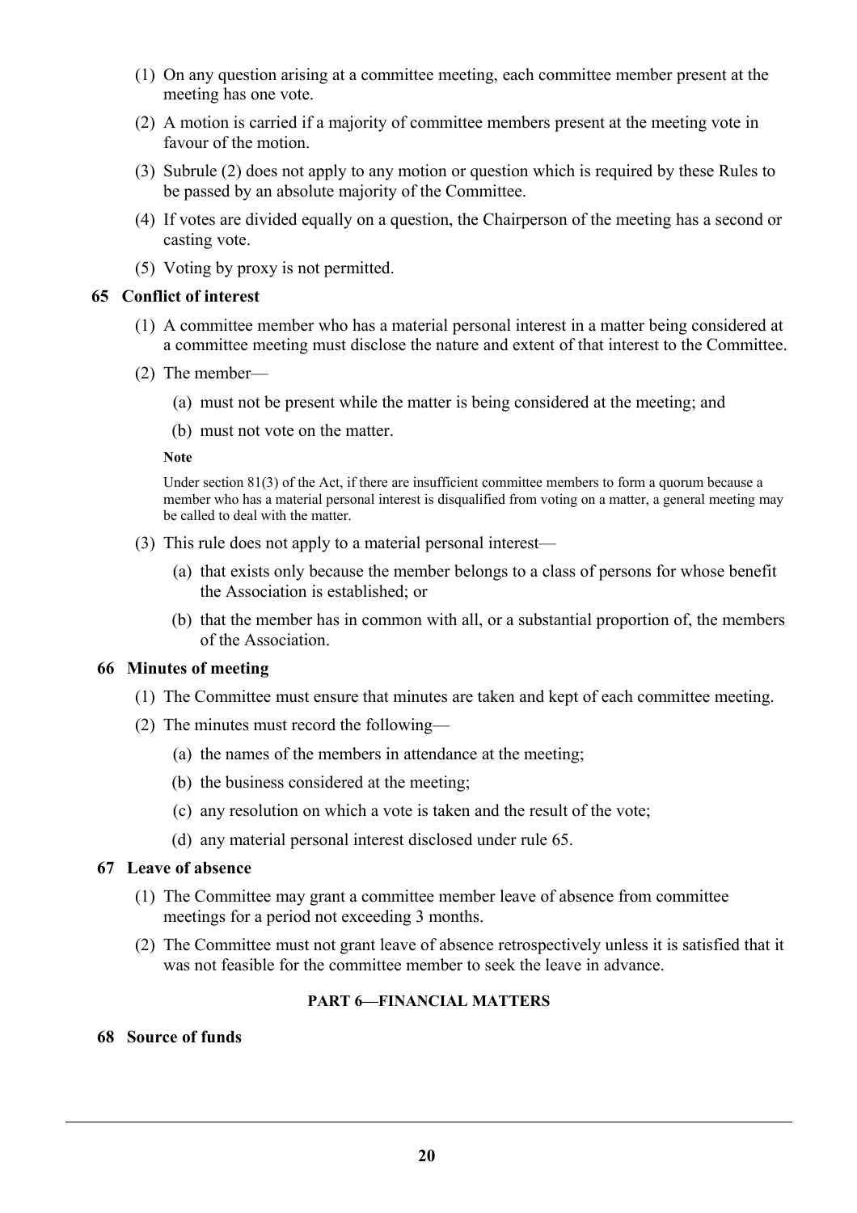(1) On any question arising at a committee meeting, each committee member present at the meeting has one vote.

(2) A motion is carried if a majority of committee members present at the meeting vote in favour of the motion.

(3) Subrule (2) does not apply to any motion or question which is required by these Rules to be passed by an absolute majority of the Committee.

(4) If votes are divided equally on a question, the Chairperson of the meeting has a second or casting vote.

(5) Voting by proxy is not permitted.

### 65 Conflict of interest

(1) A committee member who has a material personal interest in a matter being considered at a committee meeting must disclose the nature and extent of that interest to the Committee.

(2) The member—

(a) must not be present while the matter is being considered at the meeting; and

(b) must not vote on the matter.

**Note**

Under section 81(3) of the Act, if there are insufficient committee members to form a quorum because a member who has a material personal interest is disqualified from voting on a matter, a general meeting may be called to deal with the matter.

(3) This rule does not apply to a material personal interest—

(a) that exists only because the member belongs to a class of persons for whose benefit the Association is established; or

(b) that the member has in common with all, or a substantial proportion of, the members of the Association.

### 66 Minutes of meeting

(1) The Committee must ensure that minutes are taken and kept of each committee meeting.

(2) The minutes must record the following—

(a) the names of the members in attendance at the meeting;

(b) the business considered at the meeting;

(c) any resolution on which a vote is taken and the result of the vote;

(d) any material personal interest disclosed under rule 65.

### 67 Leave of absence

(1) The Committee may grant a committee member leave of absence from committee meetings for a period not exceeding 3 months.

(2) The Committee must not grant leave of absence retrospectively unless it is satisfied that it was not feasible for the committee member to seek the leave in advance.

## PART 6—FINANCIAL MATTERS

### 68 Source of funds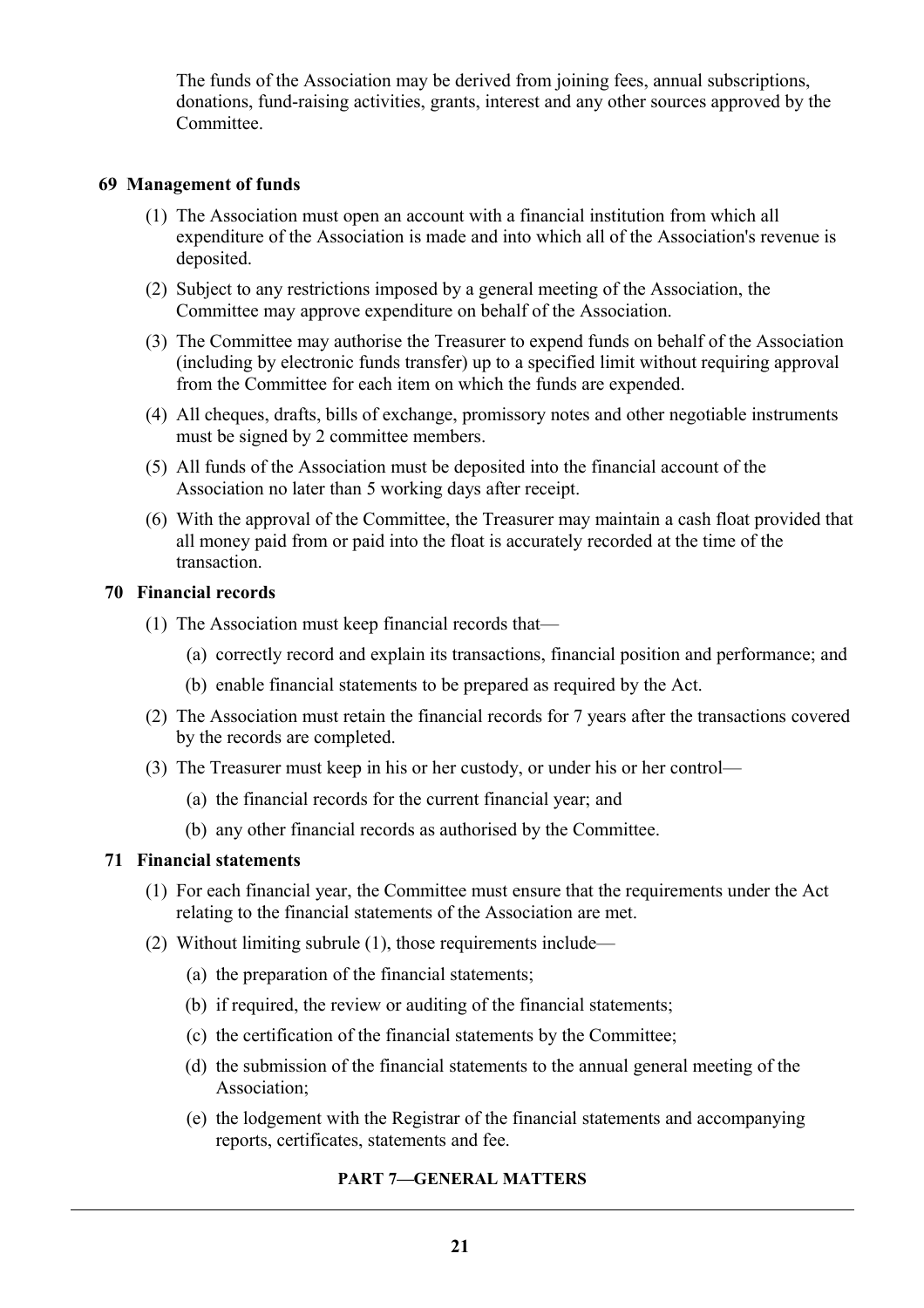The funds of the Association may be derived from joining fees, annual subscriptions, donations, fund-raising activities, grants, interest and any other sources approved by the Committee.

### 69 Management of funds

(1) The Association must open an account with a financial institution from which all expenditure of the Association is made and into which all of the Association's revenue is deposited.

(2) Subject to any restrictions imposed by a general meeting of the Association, the Committee may approve expenditure on behalf of the Association.

(3) The Committee may authorise the Treasurer to expend funds on behalf of the Association (including by electronic funds transfer) up to a specified limit without requiring approval from the Committee for each item on which the funds are expended.

(4) All cheques, drafts, bills of exchange, promissory notes and other negotiable instruments must be signed by 2 committee members.

(5) All funds of the Association must be deposited into the financial account of the Association no later than 5 working days after receipt.

(6) With the approval of the Committee, the Treasurer may maintain a cash float provided that all money paid from or paid into the float is accurately recorded at the time of the transaction.

### 70 Financial records

(1) The Association must keep financial records that—

(a) correctly record and explain its transactions, financial position and performance; and

(b) enable financial statements to be prepared as required by the Act.

(2) The Association must retain the financial records for 7 years after the transactions covered by the records are completed.

(3) The Treasurer must keep in his or her custody, or under his or her control—

(a) the financial records for the current financial year; and

(b) any other financial records as authorised by the Committee.

### 71 Financial statements

(1) For each financial year, the Committee must ensure that the requirements under the Act relating to the financial statements of the Association are met.

(2) Without limiting subrule (1), those requirements include—

(a) the preparation of the financial statements;

(b) if required, the review or auditing of the financial statements;

(c) the certification of the financial statements by the Committee;

(d) the submission of the financial statements to the annual general meeting of the Association;

(e) the lodgement with the Registrar of the financial statements and accompanying reports, certificates, statements and fee.

## PART 7—GENERAL MATTERS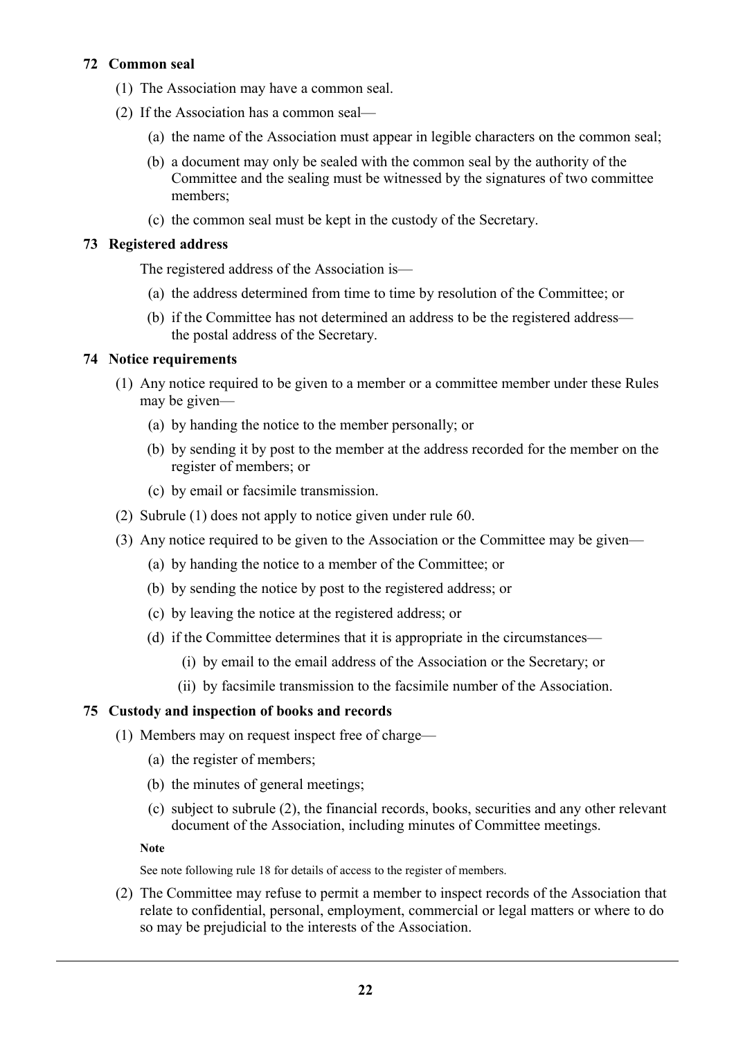### 72 Common seal

(1) The Association may have a common seal.

(2) If the Association has a common seal—

  (a) the name of the Association must appear in legible characters on the common seal;

  (b) a document may only be sealed with the common seal by the authority of the Committee and the sealing must be witnessed by the signatures of two committee members;

  (c) the common seal must be kept in the custody of the Secretary.

### 73 Registered address

The registered address of the Association is—

  (a) the address determined from time to time by resolution of the Committee; or

  (b) if the Committee has not determined an address to be the registered address—the postal address of the Secretary.

### 74 Notice requirements

(1) Any notice required to be given to a member or a committee member under these Rules may be given—

  (a) by handing the notice to the member personally; or

  (b) by sending it by post to the member at the address recorded for the member on the register of members; or

  (c) by email or facsimile transmission.

(2) Subrule (1) does not apply to notice given under rule 60.

(3) Any notice required to be given to the Association or the Committee may be given—

  (a) by handing the notice to a member of the Committee; or

  (b) by sending the notice by post to the registered address; or

  (c) by leaving the notice at the registered address; or

  (d) if the Committee determines that it is appropriate in the circumstances—

    (i) by email to the email address of the Association or the Secretary; or

    (ii) by facsimile transmission to the facsimile number of the Association.

### 75 Custody and inspection of books and records

(1) Members may on request inspect free of charge—

  (a) the register of members;

  (b) the minutes of general meetings;

  (c) subject to subrule (2), the financial records, books, securities and any other relevant document of the Association, including minutes of Committee meetings.

**Note**

See note following rule 18 for details of access to the register of members.

(2) The Committee may refuse to permit a member to inspect records of the Association that relate to confidential, personal, employment, commercial or legal matters or where to do so may be prejudicial to the interests of the Association.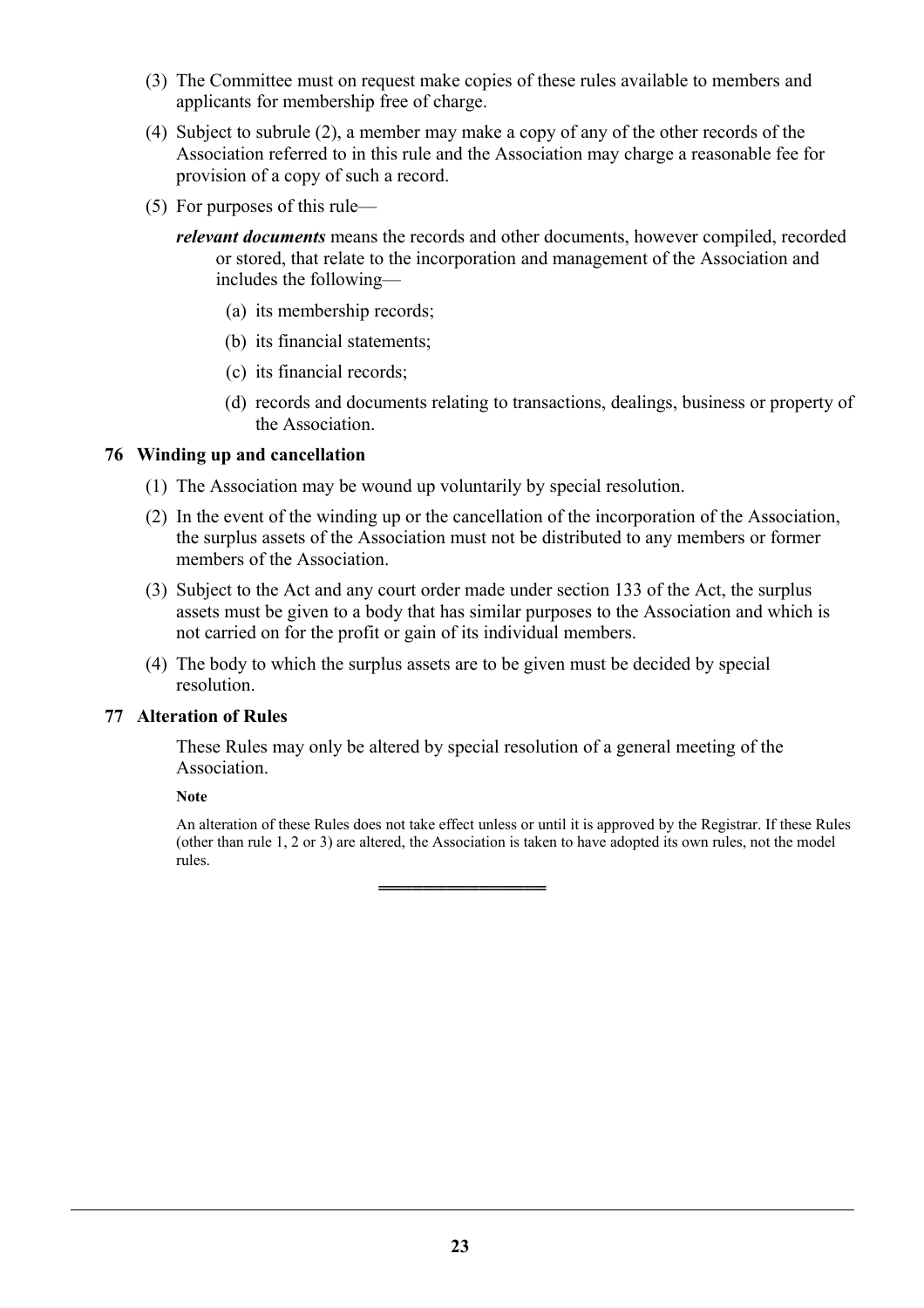(3) The Committee must on request make copies of these rules available to members and applicants for membership free of charge.

(4) Subject to subrule (2), a member may make a copy of any of the other records of the Association referred to in this rule and the Association may charge a reasonable fee for provision of a copy of such a record.

(5) For purposes of this rule—

***relevant documents*** means the records and other documents, however compiled, recorded or stored, that relate to the incorporation and management of the Association and includes the following—

(a) its membership records;

(b) its financial statements;

(c) its financial records;

(d) records and documents relating to transactions, dealings, business or property of the Association.

## 76 Winding up and cancellation

(1) The Association may be wound up voluntarily by special resolution.

(2) In the event of the winding up or the cancellation of the incorporation of the Association, the surplus assets of the Association must not be distributed to any members or former members of the Association.

(3) Subject to the Act and any court order made under section 133 of the Act, the surplus assets must be given to a body that has similar purposes to the Association and which is not carried on for the profit or gain of its individual members.

(4) The body to which the surplus assets are to be given must be decided by special resolution.

## 77 Alteration of Rules

These Rules may only be altered by special resolution of a general meeting of the Association.

**Note**

An alteration of these Rules does not take effect unless or until it is approved by the Registrar. If these Rules (other than rule 1, 2 or 3) are altered, the Association is taken to have adopted its own rules, not the model rules.

═══════════════